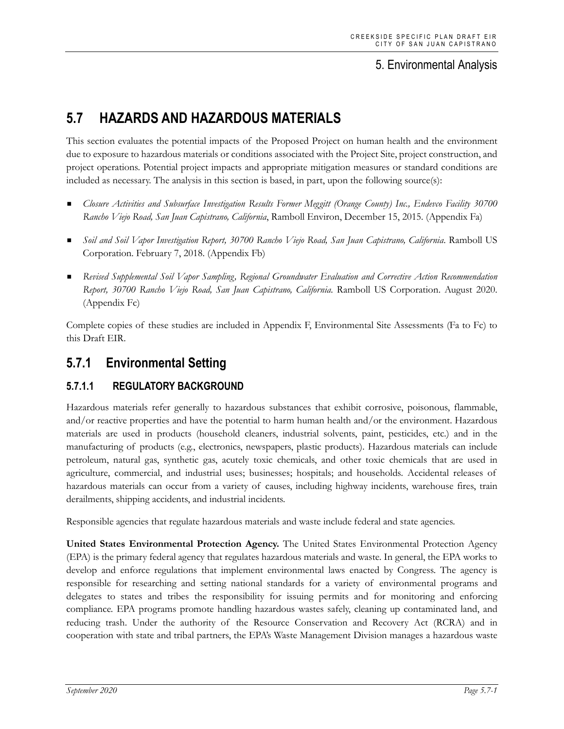# 5.7 HAZARDS AND HAZARDOUS MATERIALS

This section evaluates the potential impacts of the Proposed Project on human health and the environment due to exposure to hazardous materials or conditions associated with the Project Site, project construction, and project operations. Potential project impacts and appropriate mitigation measures or standard conditions are included as necessary. The analysis in this section is based, in part, upon the following source(s):

- *Closure Activities and Subsurface Investigation Results Former Meggitt (Orange County) Inc., Endevco Facility 30700 Rancho Viejo Road, San Juan Capistrano, California*, Ramboll Environ, December 15, 2015. (Appendix Fa)
- *Soil and Soil Vapor Investigation Report, 30700 Rancho Viejo Road, San Juan Capistrano, California*. Ramboll US Corporation. February 7, 2018. (Appendix Fb)
- *Revised Supplemental Soil Vapor Sampling, Regional Groundwater Evaluation and Corrective Action Recommendation Report, 30700 Rancho Viejo Road, San Juan Capistrano, California*. Ramboll US Corporation. August 2020. (Appendix Fc)

Complete copies of these studies are included in Appendix F, Environmental Site Assessments (Fa to Fc) to this Draft EIR.

## 5.7.1 Environmental Setting

### 5.7.1.1 REGULATORY BACKGROUND

Hazardous materials refer generally to hazardous substances that exhibit corrosive, poisonous, flammable, and/or reactive properties and have the potential to harm human health and/or the environment. Hazardous materials are used in products (household cleaners, industrial solvents, paint, pesticides, etc.) and in the manufacturing of products (e.g., electronics, newspapers, plastic products). Hazardous materials can include petroleum, natural gas, synthetic gas, acutely toxic chemicals, and other toxic chemicals that are used in agriculture, commercial, and industrial uses; businesses; hospitals; and households. Accidental releases of hazardous materials can occur from a variety of causes, including highway incidents, warehouse fires, train derailments, shipping accidents, and industrial incidents.

Responsible agencies that regulate hazardous materials and waste include federal and state agencies.

**United States Environmental Protection Agency.** The United States Environmental Protection Agency (EPA) is the primary federal agency that regulates hazardous materials and waste. In general, the EPA works to develop and enforce regulations that implement environmental laws enacted by Congress. The agency is responsible for researching and setting national standards for a variety of environmental programs and delegates to states and tribes the responsibility for issuing permits and for monitoring and enforcing compliance. EPA programs promote handling hazardous wastes safely, cleaning up contaminated land, and reducing trash. Under the authority of the Resource Conservation and Recovery Act (RCRA) and in cooperation with state and tribal partners, the EPA's Waste Management Division manages a hazardous waste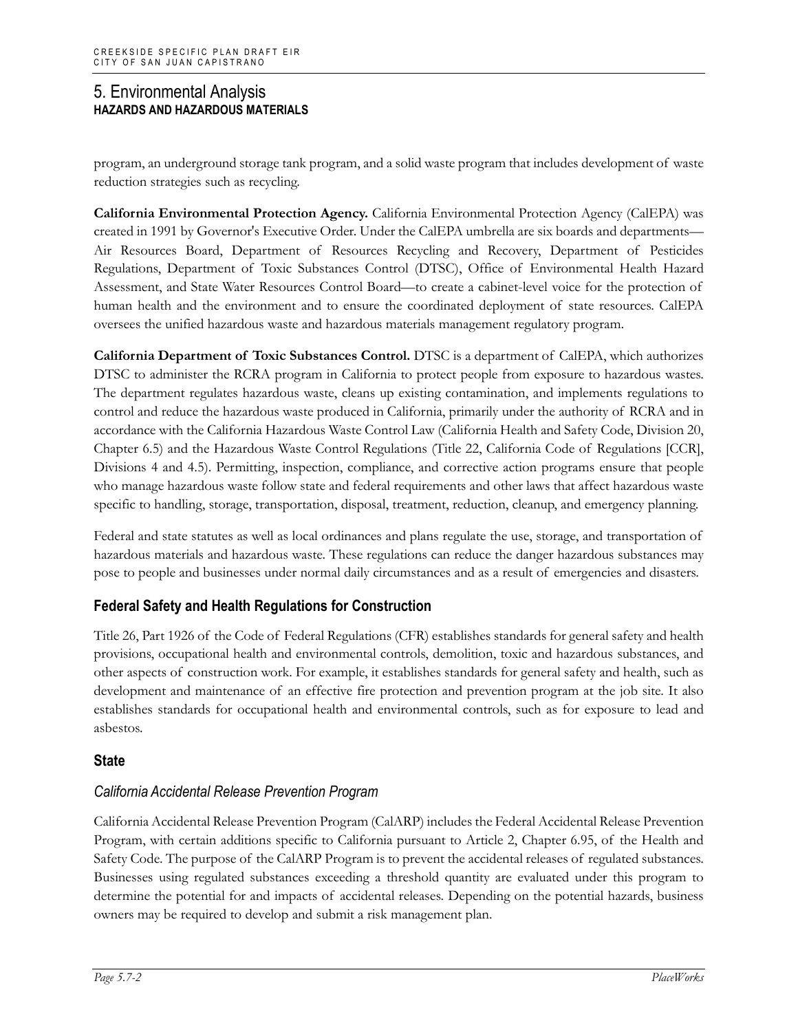program, an underground storage tank program, and a solid waste program that includes development of waste reduction strategies such as recycling.

**California Environmental Protection Agency.** California Environmental Protection Agency (CalEPA) was created in 1991 by Governor's Executive Order. Under the CalEPA umbrella are six boards and departments—Air Resources Board, Department of Resources Recycling and Recovery, Department of Pesticides Regulations, Department of Toxic Substances Control (DTSC), Office of Environmental Health Hazard Assessment, and State Water Resources Control Board—to create a cabinet-level voice for the protection of human health and the environment and to ensure the coordinated deployment of state resources. CalEPA oversees the unified hazardous waste and hazardous materials management regulatory program.

**California Department of Toxic Substances Control.** DTSC is a department of CalEPA, which authorizes DTSC to administer the RCRA program in California to protect people from exposure to hazardous wastes. The department regulates hazardous waste, cleans up existing contamination, and implements regulations to control and reduce the hazardous waste produced in California, primarily under the authority of RCRA and in accordance with the California Hazardous Waste Control Law (California Health and Safety Code, Division 20, Chapter 6.5) and the Hazardous Waste Control Regulations (Title 22, California Code of Regulations [CCR], Divisions 4 and 4.5). Permitting, inspection, compliance, and corrective action programs ensure that people who manage hazardous waste follow state and federal requirements and other laws that affect hazardous waste specific to handling, storage, transportation, disposal, treatment, reduction, cleanup, and emergency planning.

Federal and state statutes as well as local ordinances and plans regulate the use, storage, and transportation of hazardous materials and hazardous waste. These regulations can reduce the danger hazardous substances may pose to people and businesses under normal daily circumstances and as a result of emergencies and disasters.

### Federal Safety and Health Regulations for Construction

Title 26, Part 1926 of the Code of Federal Regulations (CFR) establishes standards for general safety and health provisions, occupational health and environmental controls, demolition, toxic and hazardous substances, and other aspects of construction work. For example, it establishes standards for general safety and health, such as development and maintenance of an effective fire protection and prevention program at the job site. It also establishes standards for occupational health and environmental controls, such as for exposure to lead and asbestos.

### State

#### *California Accidental Release Prevention Program*

California Accidental Release Prevention Program (CalARP) includes the Federal Accidental Release Prevention Program, with certain additions specific to California pursuant to Article 2, Chapter 6.95, of the Health and Safety Code. The purpose of the CalARP Program is to prevent the accidental releases of regulated substances. Businesses using regulated substances exceeding a threshold quantity are evaluated under this program to determine the potential for and impacts of accidental releases. Depending on the potential hazards, business owners may be required to develop and submit a risk management plan.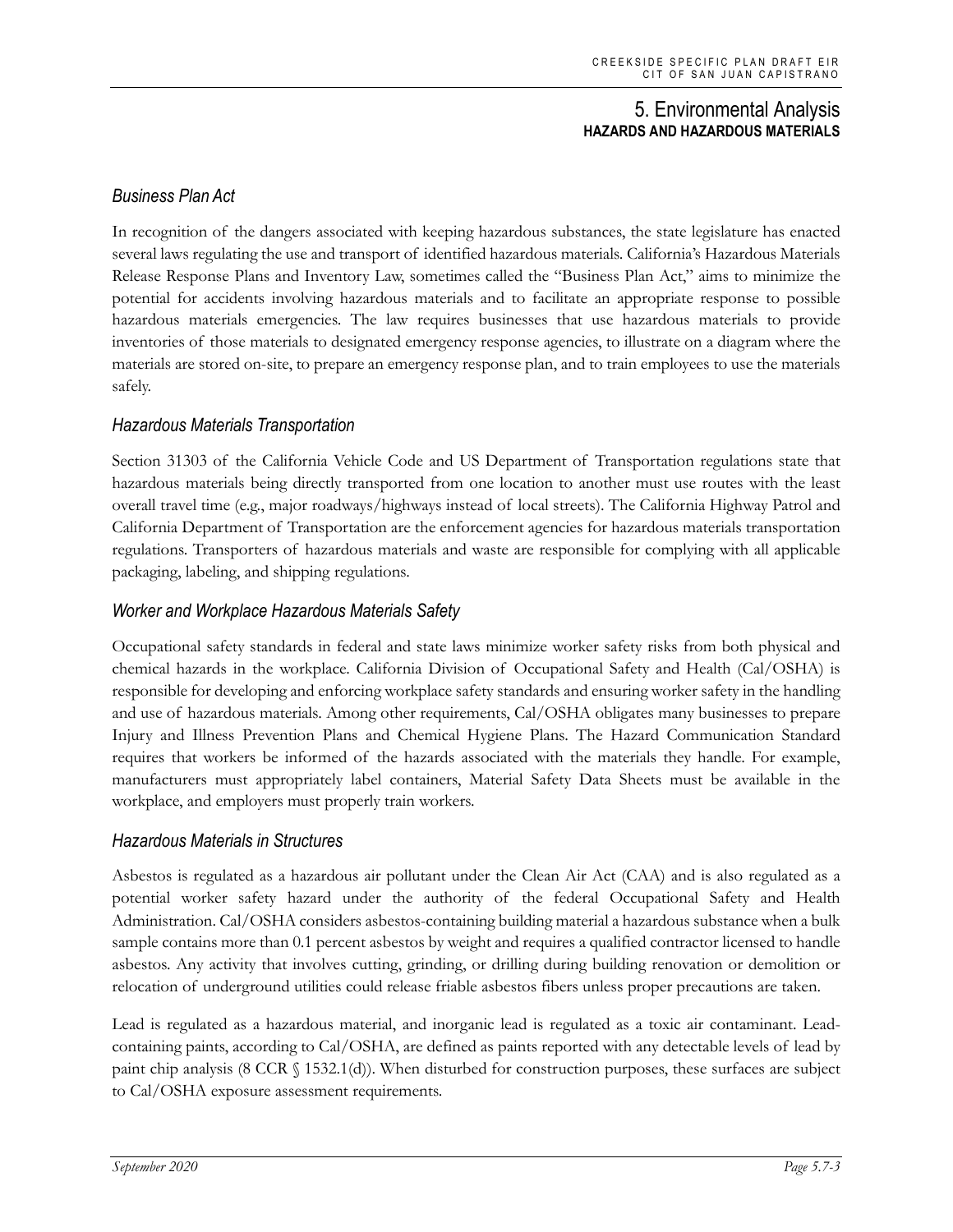### Business Plan Act

In recognition of the dangers associated with keeping hazardous substances, the state legislature has enacted several laws regulating the use and transport of identified hazardous materials. California's Hazardous Materials Release Response Plans and Inventory Law, sometimes called the "Business Plan Act," aims to minimize the potential for accidents involving hazardous materials and to facilitate an appropriate response to possible hazardous materials emergencies. The law requires businesses that use hazardous materials to provide inventories of those materials to designated emergency response agencies, to illustrate on a diagram where the materials are stored on-site, to prepare an emergency response plan, and to train employees to use the materials safely.

### Hazardous Materials Transportation

Section 31303 of the California Vehicle Code and US Department of Transportation regulations state that hazardous materials being directly transported from one location to another must use routes with the least overall travel time (e.g., major roadways/highways instead of local streets). The California Highway Patrol and California Department of Transportation are the enforcement agencies for hazardous materials transportation regulations. Transporters of hazardous materials and waste are responsible for complying with all applicable packaging, labeling, and shipping regulations.

### Worker and Workplace Hazardous Materials Safety

Occupational safety standards in federal and state laws minimize worker safety risks from both physical and chemical hazards in the workplace. California Division of Occupational Safety and Health (Cal/OSHA) is responsible for developing and enforcing workplace safety standards and ensuring worker safety in the handling and use of hazardous materials. Among other requirements, Cal/OSHA obligates many businesses to prepare Injury and Illness Prevention Plans and Chemical Hygiene Plans. The Hazard Communication Standard requires that workers be informed of the hazards associated with the materials they handle. For example, manufacturers must appropriately label containers, Material Safety Data Sheets must be available in the workplace, and employers must properly train workers.

### Hazardous Materials in Structures

Asbestos is regulated as a hazardous air pollutant under the Clean Air Act (CAA) and is also regulated as a potential worker safety hazard under the authority of the federal Occupational Safety and Health Administration. Cal/OSHA considers asbestos-containing building material a hazardous substance when a bulk sample contains more than 0.1 percent asbestos by weight and requires a qualified contractor licensed to handle asbestos. Any activity that involves cutting, grinding, or drilling during building renovation or demolition or relocation of underground utilities could release friable asbestos fibers unless proper precautions are taken.

Lead is regulated as a hazardous material, and inorganic lead is regulated as a toxic air contaminant. Lead-containing paints, according to Cal/OSHA, are defined as paints reported with any detectable levels of lead by paint chip analysis (8 CCR § 1532.1(d)). When disturbed for construction purposes, these surfaces are subject to Cal/OSHA exposure assessment requirements.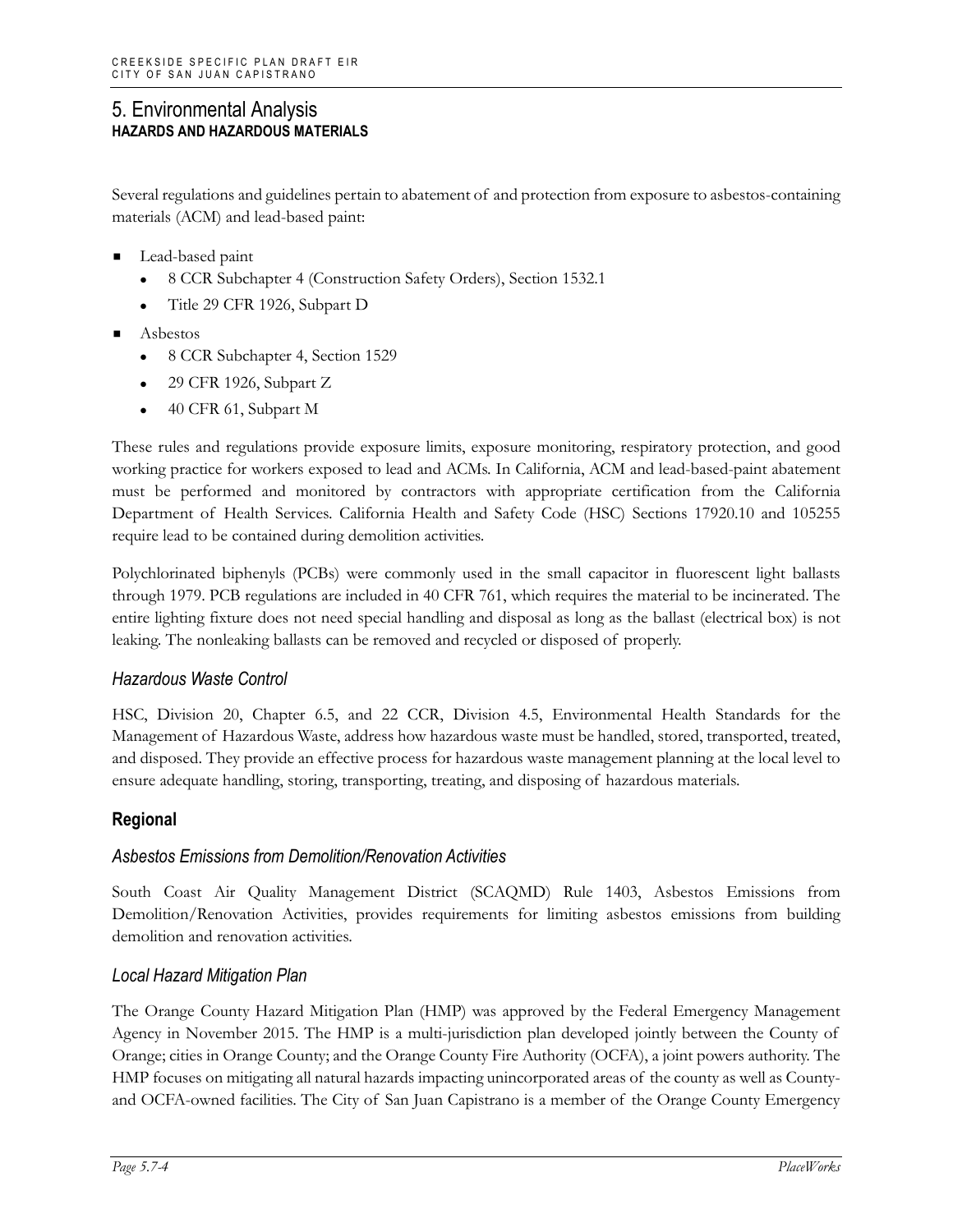Several regulations and guidelines pertain to abatement of and protection from exposure to asbestos-containing materials (ACM) and lead-based paint:

- Lead-based paint
  - 8 CCR Subchapter 4 (Construction Safety Orders), Section 1532.1
  - Title 29 CFR 1926, Subpart D
- Asbestos
  - 8 CCR Subchapter 4, Section 1529
  - 29 CFR 1926, Subpart Z
  - 40 CFR 61, Subpart M

These rules and regulations provide exposure limits, exposure monitoring, respiratory protection, and good working practice for workers exposed to lead and ACMs. In California, ACM and lead-based-paint abatement must be performed and monitored by contractors with appropriate certification from the California Department of Health Services. California Health and Safety Code (HSC) Sections 17920.10 and 105255 require lead to be contained during demolition activities.

Polychlorinated biphenyls (PCBs) were commonly used in the small capacitor in fluorescent light ballasts through 1979. PCB regulations are included in 40 CFR 761, which requires the material to be incinerated. The entire lighting fixture does not need special handling and disposal as long as the ballast (electrical box) is not leaking. The nonleaking ballasts can be removed and recycled or disposed of properly.

### *Hazardous Waste Control*

HSC, Division 20, Chapter 6.5, and 22 CCR, Division 4.5, Environmental Health Standards for the Management of Hazardous Waste, address how hazardous waste must be handled, stored, transported, treated, and disposed. They provide an effective process for hazardous waste management planning at the local level to ensure adequate handling, storing, transporting, treating, and disposing of hazardous materials.

## Regional

### *Asbestos Emissions from Demolition/Renovation Activities*

South Coast Air Quality Management District (SCAQMD) Rule 1403, Asbestos Emissions from Demolition/Renovation Activities, provides requirements for limiting asbestos emissions from building demolition and renovation activities.

### *Local Hazard Mitigation Plan*

The Orange County Hazard Mitigation Plan (HMP) was approved by the Federal Emergency Management Agency in November 2015. The HMP is a multi-jurisdiction plan developed jointly between the County of Orange; cities in Orange County; and the Orange County Fire Authority (OCFA), a joint powers authority. The HMP focuses on mitigating all natural hazards impacting unincorporated areas of the county as well as County- and OCFA-owned facilities. The City of San Juan Capistrano is a member of the Orange County Emergency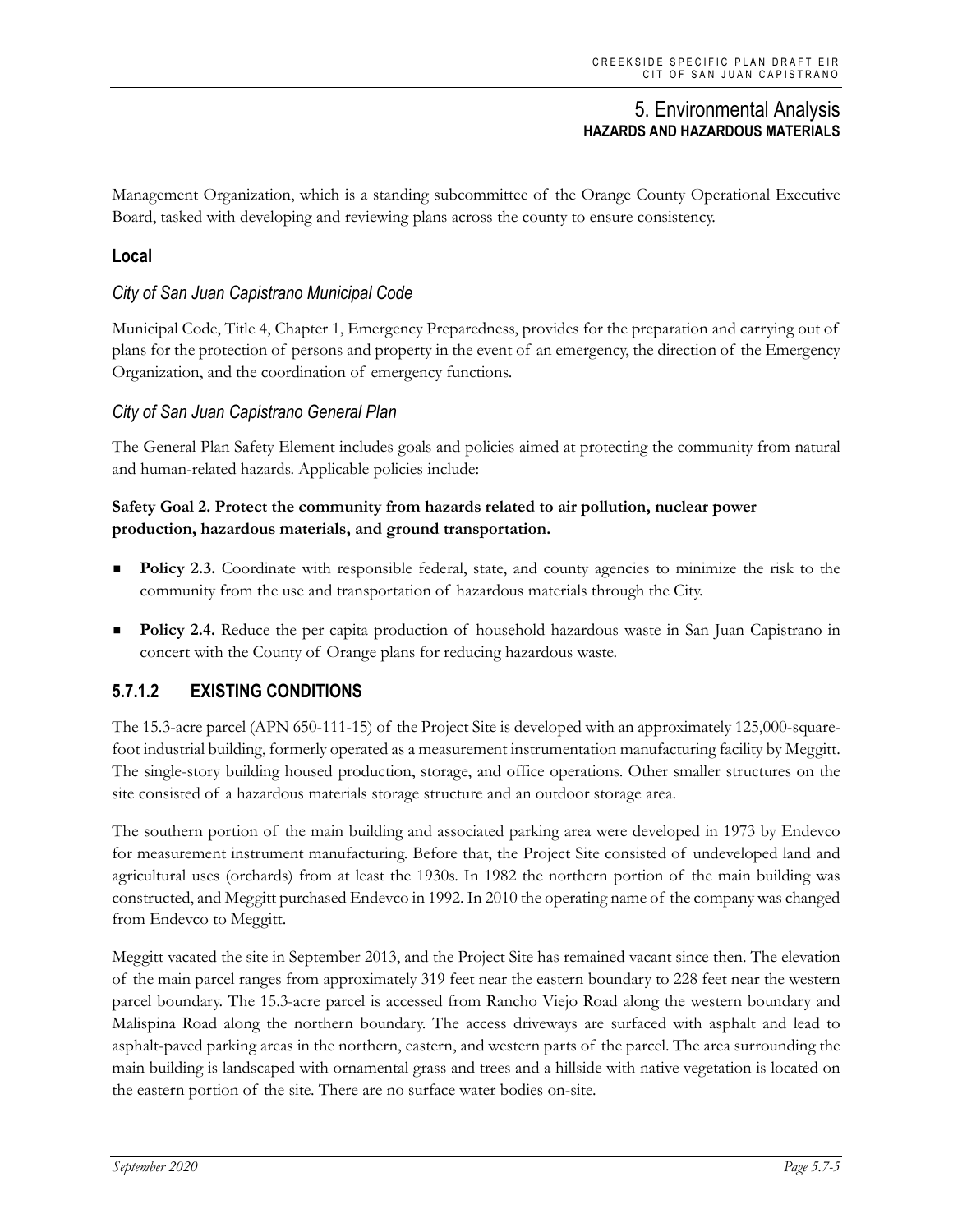Management Organization, which is a standing subcommittee of the Orange County Operational Executive Board, tasked with developing and reviewing plans across the county to ensure consistency.

### Local

#### *City of San Juan Capistrano Municipal Code*

Municipal Code, Title 4, Chapter 1, Emergency Preparedness, provides for the preparation and carrying out of plans for the protection of persons and property in the event of an emergency, the direction of the Emergency Organization, and the coordination of emergency functions.

#### *City of San Juan Capistrano General Plan*

The General Plan Safety Element includes goals and policies aimed at protecting the community from natural and human-related hazards. Applicable policies include:

**Safety Goal 2. Protect the community from hazards related to air pollution, nuclear power production, hazardous materials, and ground transportation.**

- **Policy 2.3.** Coordinate with responsible federal, state, and county agencies to minimize the risk to the community from the use and transportation of hazardous materials through the City.
- **Policy 2.4.** Reduce the per capita production of household hazardous waste in San Juan Capistrano in concert with the County of Orange plans for reducing hazardous waste.

## 5.7.1.2 EXISTING CONDITIONS

The 15.3-acre parcel (APN 650-111-15) of the Project Site is developed with an approximately 125,000-square-foot industrial building, formerly operated as a measurement instrumentation manufacturing facility by Meggitt. The single-story building housed production, storage, and office operations. Other smaller structures on the site consisted of a hazardous materials storage structure and an outdoor storage area.

The southern portion of the main building and associated parking area were developed in 1973 by Endevco for measurement instrument manufacturing. Before that, the Project Site consisted of undeveloped land and agricultural uses (orchards) from at least the 1930s. In 1982 the northern portion of the main building was constructed, and Meggitt purchased Endevco in 1992. In 2010 the operating name of the company was changed from Endevco to Meggitt.

Meggitt vacated the site in September 2013, and the Project Site has remained vacant since then. The elevation of the main parcel ranges from approximately 319 feet near the eastern boundary to 228 feet near the western parcel boundary. The 15.3-acre parcel is accessed from Rancho Viejo Road along the western boundary and Malispina Road along the northern boundary. The access driveways are surfaced with asphalt and lead to asphalt-paved parking areas in the northern, eastern, and western parts of the parcel. The area surrounding the main building is landscaped with ornamental grass and trees and a hillside with native vegetation is located on the eastern portion of the site. There are no surface water bodies on-site.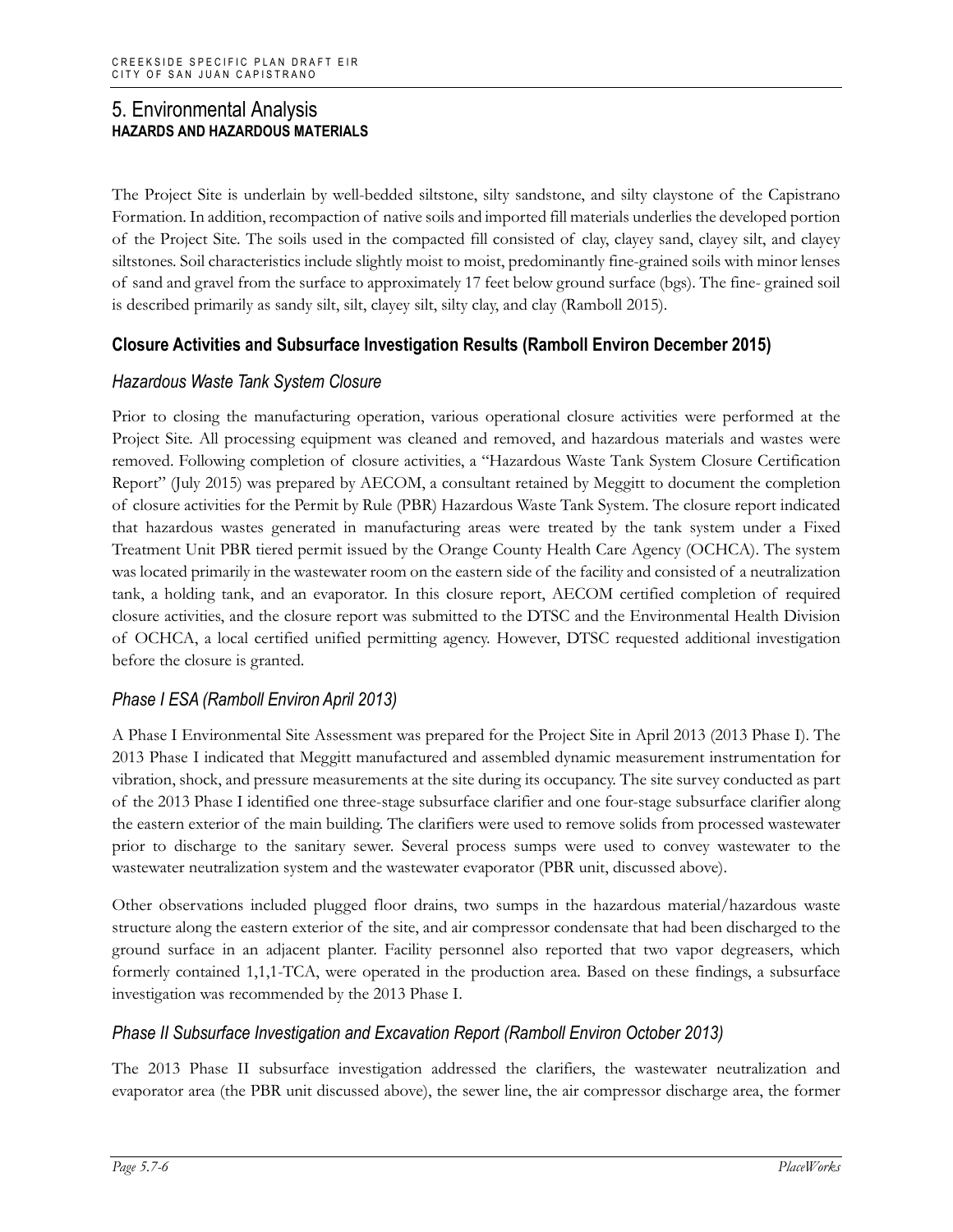The Project Site is underlain by well-bedded siltstone, silty sandstone, and silty claystone of the Capistrano Formation. In addition, recompaction of native soils and imported fill materials underlies the developed portion of the Project Site. The soils used in the compacted fill consisted of clay, clayey sand, clayey silt, and clayey siltstones. Soil characteristics include slightly moist to moist, predominantly fine-grained soils with minor lenses of sand and gravel from the surface to approximately 17 feet below ground surface (bgs). The fine- grained soil is described primarily as sandy silt, silt, clayey silt, silty clay, and clay (Ramboll 2015).

### Closure Activities and Subsurface Investigation Results (Ramboll Environ December 2015)

#### *Hazardous Waste Tank System Closure*

Prior to closing the manufacturing operation, various operational closure activities were performed at the Project Site. All processing equipment was cleaned and removed, and hazardous materials and wastes were removed. Following completion of closure activities, a "Hazardous Waste Tank System Closure Certification Report" (July 2015) was prepared by AECOM, a consultant retained by Meggitt to document the completion of closure activities for the Permit by Rule (PBR) Hazardous Waste Tank System. The closure report indicated that hazardous wastes generated in manufacturing areas were treated by the tank system under a Fixed Treatment Unit PBR tiered permit issued by the Orange County Health Care Agency (OCHCA). The system was located primarily in the wastewater room on the eastern side of the facility and consisted of a neutralization tank, a holding tank, and an evaporator. In this closure report, AECOM certified completion of required closure activities, and the closure report was submitted to the DTSC and the Environmental Health Division of OCHCA, a local certified unified permitting agency. However, DTSC requested additional investigation before the closure is granted.

#### *Phase I ESA (Ramboll Environ April 2013)*

A Phase I Environmental Site Assessment was prepared for the Project Site in April 2013 (2013 Phase I). The 2013 Phase I indicated that Meggitt manufactured and assembled dynamic measurement instrumentation for vibration, shock, and pressure measurements at the site during its occupancy. The site survey conducted as part of the 2013 Phase I identified one three-stage subsurface clarifier and one four-stage subsurface clarifier along the eastern exterior of the main building. The clarifiers were used to remove solids from processed wastewater prior to discharge to the sanitary sewer. Several process sumps were used to convey wastewater to the wastewater neutralization system and the wastewater evaporator (PBR unit, discussed above).

Other observations included plugged floor drains, two sumps in the hazardous material/hazardous waste structure along the eastern exterior of the site, and air compressor condensate that had been discharged to the ground surface in an adjacent planter. Facility personnel also reported that two vapor degreasers, which formerly contained 1,1,1-TCA, were operated in the production area. Based on these findings, a subsurface investigation was recommended by the 2013 Phase I.

#### *Phase II Subsurface Investigation and Excavation Report (Ramboll Environ October 2013)*

The 2013 Phase II subsurface investigation addressed the clarifiers, the wastewater neutralization and evaporator area (the PBR unit discussed above), the sewer line, the air compressor discharge area, the former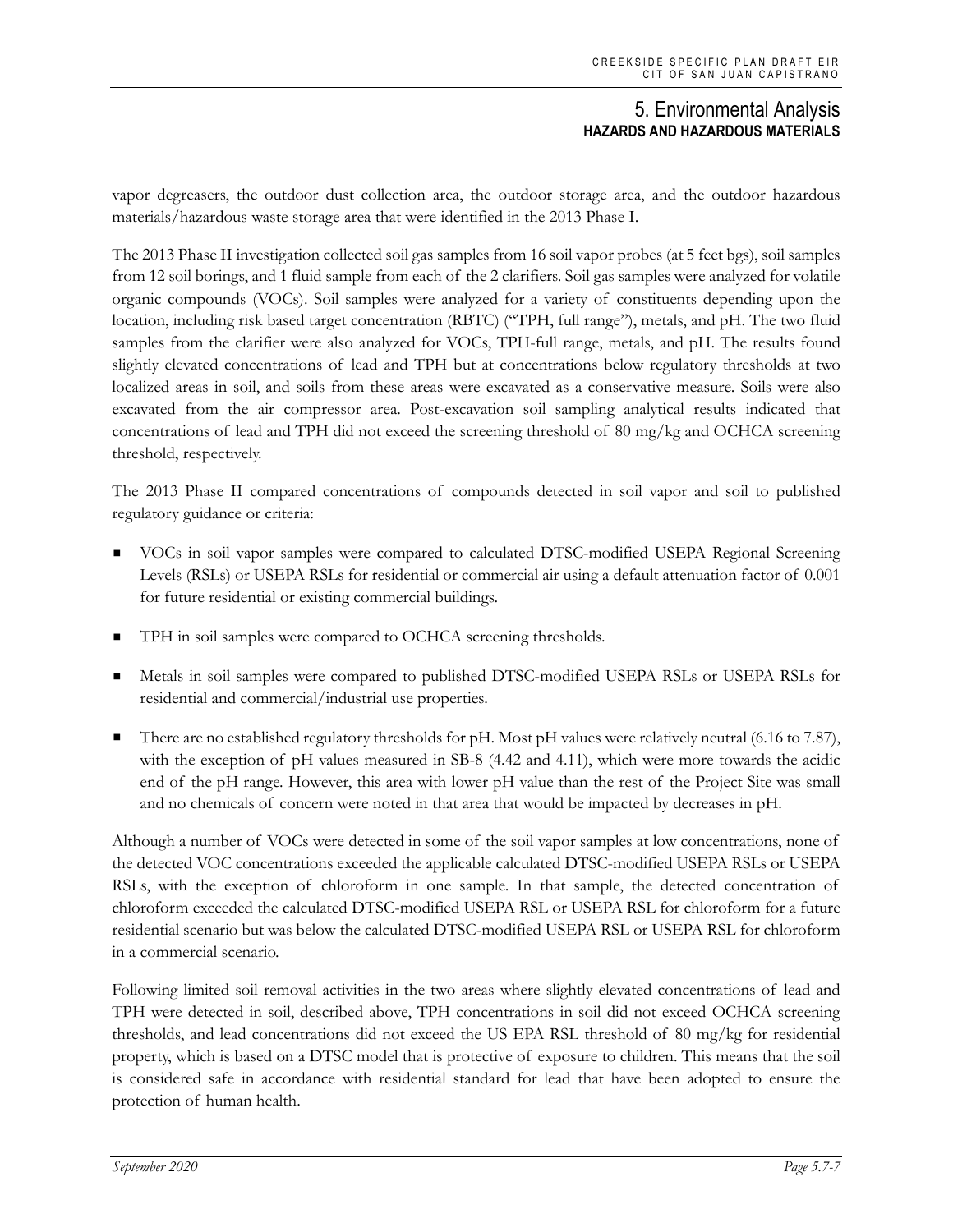vapor degreasers, the outdoor dust collection area, the outdoor storage area, and the outdoor hazardous materials/hazardous waste storage area that were identified in the 2013 Phase I.

The 2013 Phase II investigation collected soil gas samples from 16 soil vapor probes (at 5 feet bgs), soil samples from 12 soil borings, and 1 fluid sample from each of the 2 clarifiers. Soil gas samples were analyzed for volatile organic compounds (VOCs). Soil samples were analyzed for a variety of constituents depending upon the location, including risk based target concentration (RBTC) ("TPH, full range"), metals, and pH. The two fluid samples from the clarifier were also analyzed for VOCs, TPH-full range, metals, and pH. The results found slightly elevated concentrations of lead and TPH but at concentrations below regulatory thresholds at two localized areas in soil, and soils from these areas were excavated as a conservative measure. Soils were also excavated from the air compressor area. Post-excavation soil sampling analytical results indicated that concentrations of lead and TPH did not exceed the screening threshold of 80 mg/kg and OCHCA screening threshold, respectively.

The 2013 Phase II compared concentrations of compounds detected in soil vapor and soil to published regulatory guidance or criteria:

- VOCs in soil vapor samples were compared to calculated DTSC-modified USEPA Regional Screening Levels (RSLs) or USEPA RSLs for residential or commercial air using a default attenuation factor of 0.001 for future residential or existing commercial buildings.
- TPH in soil samples were compared to OCHCA screening thresholds.
- Metals in soil samples were compared to published DTSC-modified USEPA RSLs or USEPA RSLs for residential and commercial/industrial use properties.
- There are no established regulatory thresholds for pH. Most pH values were relatively neutral (6.16 to 7.87), with the exception of pH values measured in SB-8 (4.42 and 4.11), which were more towards the acidic end of the pH range. However, this area with lower pH value than the rest of the Project Site was small and no chemicals of concern were noted in that area that would be impacted by decreases in pH.

Although a number of VOCs were detected in some of the soil vapor samples at low concentrations, none of the detected VOC concentrations exceeded the applicable calculated DTSC-modified USEPA RSLs or USEPA RSLs, with the exception of chloroform in one sample. In that sample, the detected concentration of chloroform exceeded the calculated DTSC-modified USEPA RSL or USEPA RSL for chloroform for a future residential scenario but was below the calculated DTSC-modified USEPA RSL or USEPA RSL for chloroform in a commercial scenario.

Following limited soil removal activities in the two areas where slightly elevated concentrations of lead and TPH were detected in soil, described above, TPH concentrations in soil did not exceed OCHCA screening thresholds, and lead concentrations did not exceed the US EPA RSL threshold of 80 mg/kg for residential property, which is based on a DTSC model that is protective of exposure to children. This means that the soil is considered safe in accordance with residential standard for lead that have been adopted to ensure the protection of human health.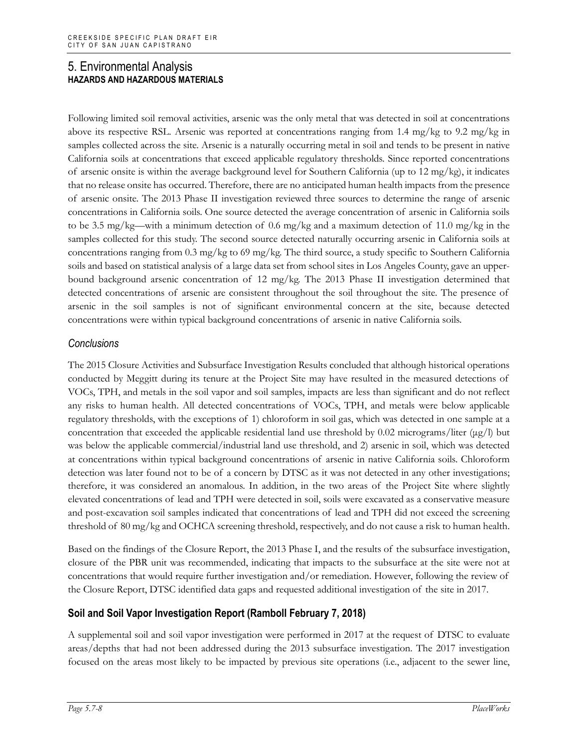# 5. Environmental Analysis

## HAZARDS AND HAZARDOUS MATERIALS

Following limited soil removal activities, arsenic was the only metal that was detected in soil at concentrations above its respective RSL. Arsenic was reported at concentrations ranging from 1.4 mg/kg to 9.2 mg/kg in samples collected across the site. Arsenic is a naturally occurring metal in soil and tends to be present in native California soils at concentrations that exceed applicable regulatory thresholds. Since reported concentrations of arsenic onsite is within the average background level for Southern California (up to 12 mg/kg), it indicates that no release onsite has occurred. Therefore, there are no anticipated human health impacts from the presence of arsenic onsite. The 2013 Phase II investigation reviewed three sources to determine the range of arsenic concentrations in California soils. One source detected the average concentration of arsenic in California soils to be 3.5 mg/kg—with a minimum detection of 0.6 mg/kg and a maximum detection of 11.0 mg/kg in the samples collected for this study. The second source detected naturally occurring arsenic in California soils at concentrations ranging from 0.3 mg/kg to 69 mg/kg. The third source, a study specific to Southern California soils and based on statistical analysis of a large data set from school sites in Los Angeles County, gave an upper-bound background arsenic concentration of 12 mg/kg. The 2013 Phase II investigation determined that detected concentrations of arsenic are consistent throughout the soil throughout the site. The presence of arsenic in the soil samples is not of significant environmental concern at the site, because detected concentrations were within typical background concentrations of arsenic in native California soils.

### *Conclusions*

The 2015 Closure Activities and Subsurface Investigation Results concluded that although historical operations conducted by Meggitt during its tenure at the Project Site may have resulted in the measured detections of VOCs, TPH, and metals in the soil vapor and soil samples, impacts are less than significant and do not reflect any risks to human health. All detected concentrations of VOCs, TPH, and metals were below applicable regulatory thresholds, with the exceptions of 1) chloroform in soil gas, which was detected in one sample at a concentration that exceeded the applicable residential land use threshold by 0.02 micrograms/liter (µg/l) but was below the applicable commercial/industrial land use threshold, and 2) arsenic in soil, which was detected at concentrations within typical background concentrations of arsenic in native California soils. Chloroform detection was later found not to be of a concern by DTSC as it was not detected in any other investigations; therefore, it was considered an anomalous. In addition, in the two areas of the Project Site where slightly elevated concentrations of lead and TPH were detected in soil, soils were excavated as a conservative measure and post-excavation soil samples indicated that concentrations of lead and TPH did not exceed the screening threshold of 80 mg/kg and OCHCA screening threshold, respectively, and do not cause a risk to human health.

Based on the findings of the Closure Report, the 2013 Phase I, and the results of the subsurface investigation, closure of the PBR unit was recommended, indicating that impacts to the subsurface at the site were not at concentrations that would require further investigation and/or remediation. However, following the review of the Closure Report, DTSC identified data gaps and requested additional investigation of the site in 2017.

### Soil and Soil Vapor Investigation Report (Ramboll February 7, 2018)

A supplemental soil and soil vapor investigation were performed in 2017 at the request of DTSC to evaluate areas/depths that had not been addressed during the 2013 subsurface investigation. The 2017 investigation focused on the areas most likely to be impacted by previous site operations (i.e., adjacent to the sewer line,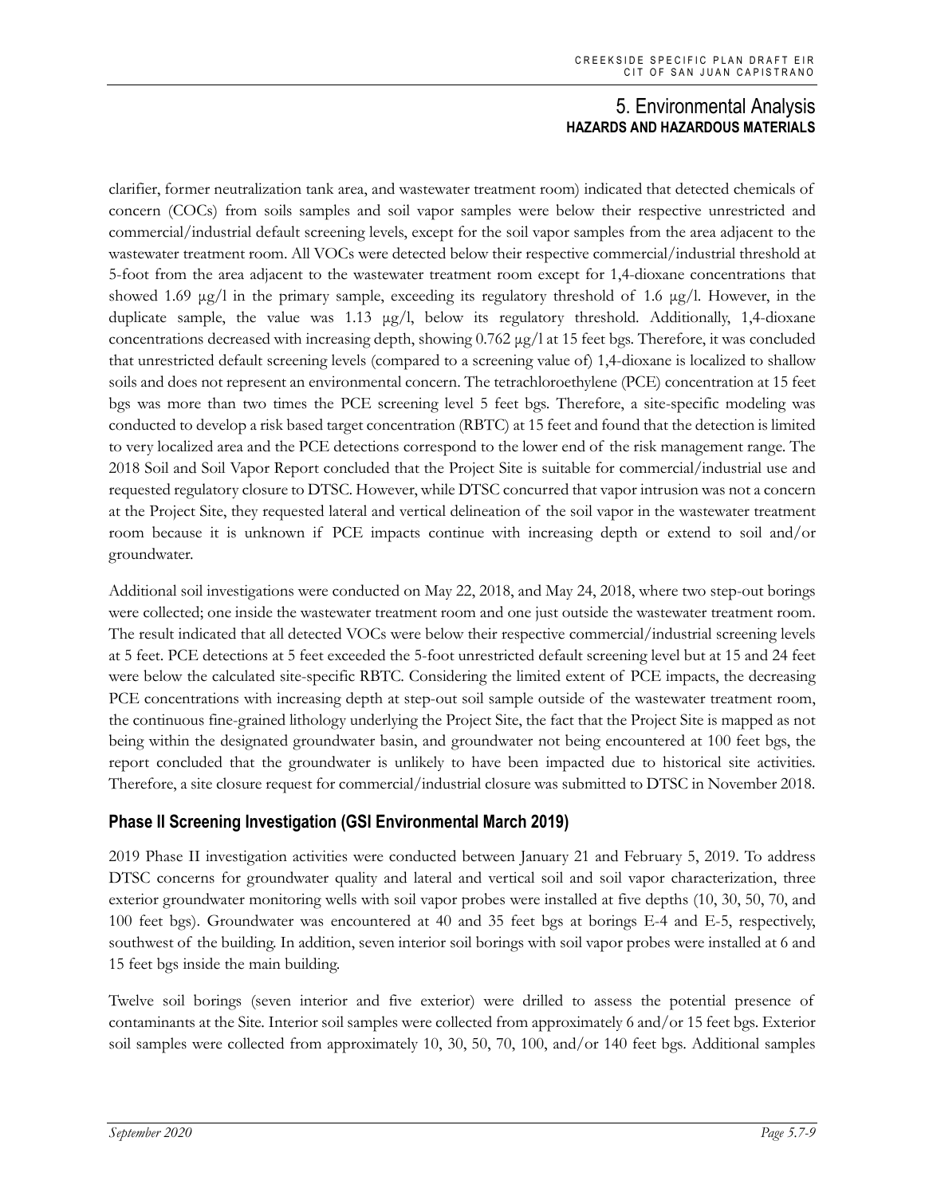clarifier, former neutralization tank area, and wastewater treatment room) indicated that detected chemicals of concern (COCs) from soils samples and soil vapor samples were below their respective unrestricted and commercial/industrial default screening levels, except for the soil vapor samples from the area adjacent to the wastewater treatment room. All VOCs were detected below their respective commercial/industrial threshold at 5-foot from the area adjacent to the wastewater treatment room except for 1,4-dioxane concentrations that showed 1.69 μg/l in the primary sample, exceeding its regulatory threshold of 1.6 μg/l. However, in the duplicate sample, the value was 1.13 μg/l, below its regulatory threshold. Additionally, 1,4-dioxane concentrations decreased with increasing depth, showing 0.762 μg/l at 15 feet bgs. Therefore, it was concluded that unrestricted default screening levels (compared to a screening value of) 1,4-dioxane is localized to shallow soils and does not represent an environmental concern. The tetrachloroethylene (PCE) concentration at 15 feet bgs was more than two times the PCE screening level 5 feet bgs. Therefore, a site-specific modeling was conducted to develop a risk based target concentration (RBTC) at 15 feet and found that the detection is limited to very localized area and the PCE detections correspond to the lower end of the risk management range. The 2018 Soil and Soil Vapor Report concluded that the Project Site is suitable for commercial/industrial use and requested regulatory closure to DTSC. However, while DTSC concurred that vapor intrusion was not a concern at the Project Site, they requested lateral and vertical delineation of the soil vapor in the wastewater treatment room because it is unknown if PCE impacts continue with increasing depth or extend to soil and/or groundwater.

Additional soil investigations were conducted on May 22, 2018, and May 24, 2018, where two step-out borings were collected; one inside the wastewater treatment room and one just outside the wastewater treatment room. The result indicated that all detected VOCs were below their respective commercial/industrial screening levels at 5 feet. PCE detections at 5 feet exceeded the 5-foot unrestricted default screening level but at 15 and 24 feet were below the calculated site-specific RBTC. Considering the limited extent of PCE impacts, the decreasing PCE concentrations with increasing depth at step-out soil sample outside of the wastewater treatment room, the continuous fine-grained lithology underlying the Project Site, the fact that the Project Site is mapped as not being within the designated groundwater basin, and groundwater not being encountered at 100 feet bgs, the report concluded that the groundwater is unlikely to have been impacted due to historical site activities. Therefore, a site closure request for commercial/industrial closure was submitted to DTSC in November 2018.

### Phase II Screening Investigation (GSI Environmental March 2019)

2019 Phase II investigation activities were conducted between January 21 and February 5, 2019. To address DTSC concerns for groundwater quality and lateral and vertical soil and soil vapor characterization, three exterior groundwater monitoring wells with soil vapor probes were installed at five depths (10, 30, 50, 70, and 100 feet bgs). Groundwater was encountered at 40 and 35 feet bgs at borings E-4 and E-5, respectively, southwest of the building. In addition, seven interior soil borings with soil vapor probes were installed at 6 and 15 feet bgs inside the main building.

Twelve soil borings (seven interior and five exterior) were drilled to assess the potential presence of contaminants at the Site. Interior soil samples were collected from approximately 6 and/or 15 feet bgs. Exterior soil samples were collected from approximately 10, 30, 50, 70, 100, and/or 140 feet bgs. Additional samples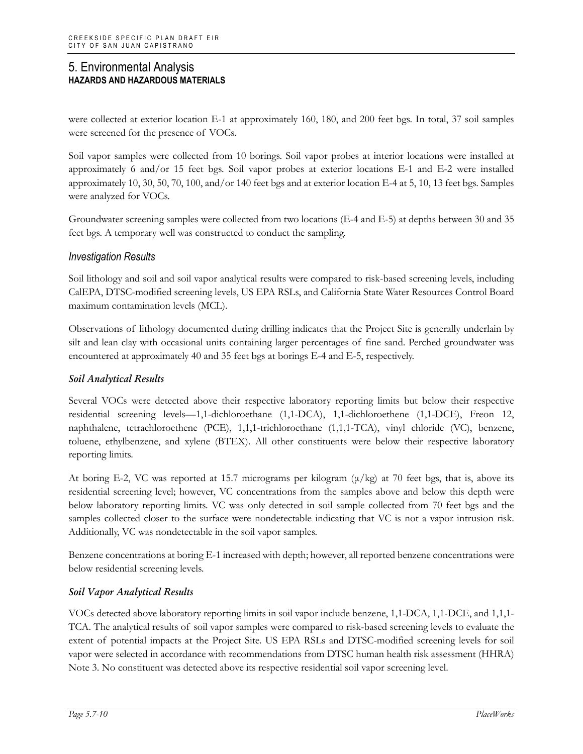were collected at exterior location E-1 at approximately 160, 180, and 200 feet bgs. In total, 37 soil samples were screened for the presence of VOCs.

Soil vapor samples were collected from 10 borings. Soil vapor probes at interior locations were installed at approximately 6 and/or 15 feet bgs. Soil vapor probes at exterior locations E-1 and E-2 were installed approximately 10, 30, 50, 70, 100, and/or 140 feet bgs and at exterior location E-4 at 5, 10, 13 feet bgs. Samples were analyzed for VOCs.

Groundwater screening samples were collected from two locations (E-4 and E-5) at depths between 30 and 35 feet bgs. A temporary well was constructed to conduct the sampling.

### *Investigation Results*

Soil lithology and soil and soil vapor analytical results were compared to risk-based screening levels, including CalEPA, DTSC-modified screening levels, US EPA RSLs, and California State Water Resources Control Board maximum contamination levels (MCL).

Observations of lithology documented during drilling indicates that the Project Site is generally underlain by silt and lean clay with occasional units containing larger percentages of fine sand. Perched groundwater was encountered at approximately 40 and 35 feet bgs at borings E-4 and E-5, respectively.

#### *Soil Analytical Results*

Several VOCs were detected above their respective laboratory reporting limits but below their respective residential screening levels—1,1-dichloroethane (1,1-DCA), 1,1-dichloroethene (1,1-DCE), Freon 12, naphthalene, tetrachloroethene (PCE), 1,1,1-trichloroethane (1,1,1-TCA), vinyl chloride (VC), benzene, toluene, ethylbenzene, and xylene (BTEX). All other constituents were below their respective laboratory reporting limits.

At boring E-2, VC was reported at 15.7 micrograms per kilogram (μ/kg) at 70 feet bgs, that is, above its residential screening level; however, VC concentrations from the samples above and below this depth were below laboratory reporting limits. VC was only detected in soil sample collected from 70 feet bgs and the samples collected closer to the surface were nondetectable indicating that VC is not a vapor intrusion risk. Additionally, VC was nondetectable in the soil vapor samples.

Benzene concentrations at boring E-1 increased with depth; however, all reported benzene concentrations were below residential screening levels.

#### *Soil Vapor Analytical Results*

VOCs detected above laboratory reporting limits in soil vapor include benzene, 1,1-DCA, 1,1-DCE, and 1,1,1-TCA. The analytical results of soil vapor samples were compared to risk-based screening levels to evaluate the extent of potential impacts at the Project Site. US EPA RSLs and DTSC-modified screening levels for soil vapor were selected in accordance with recommendations from DTSC human health risk assessment (HHRA) Note 3. No constituent was detected above its respective residential soil vapor screening level.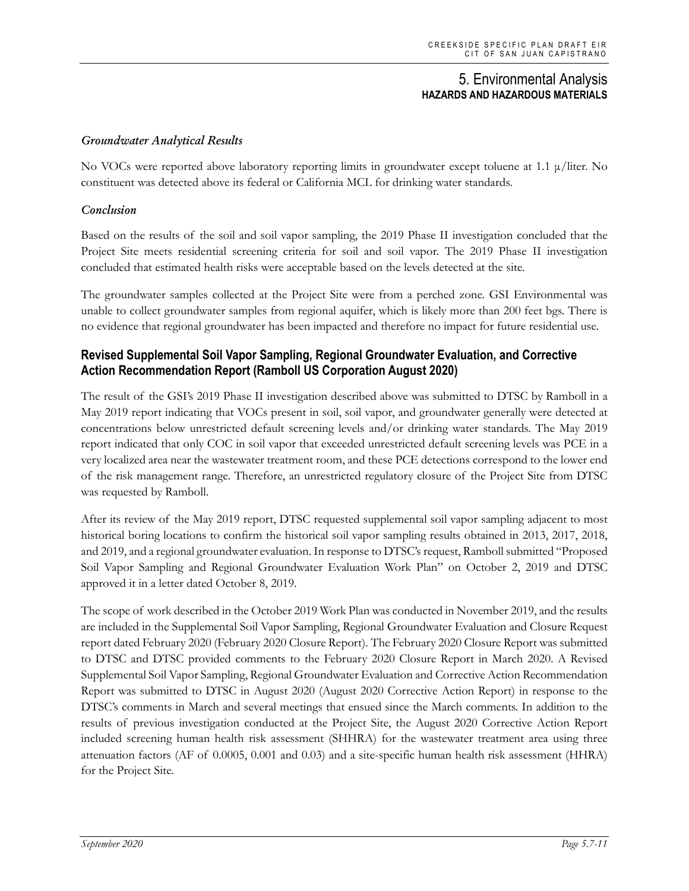### *Groundwater Analytical Results*

No VOCs were reported above laboratory reporting limits in groundwater except toluene at 1.1 µ/liter. No constituent was detected above its federal or California MCL for drinking water standards.

### *Conclusion*

Based on the results of the soil and soil vapor sampling, the 2019 Phase II investigation concluded that the Project Site meets residential screening criteria for soil and soil vapor. The 2019 Phase II investigation concluded that estimated health risks were acceptable based on the levels detected at the site.

The groundwater samples collected at the Project Site were from a perched zone. GSI Environmental was unable to collect groundwater samples from regional aquifer, which is likely more than 200 feet bgs. There is no evidence that regional groundwater has been impacted and therefore no impact for future residential use.

## Revised Supplemental Soil Vapor Sampling, Regional Groundwater Evaluation, and Corrective Action Recommendation Report (Ramboll US Corporation August 2020)

The result of the GSI's 2019 Phase II investigation described above was submitted to DTSC by Ramboll in a May 2019 report indicating that VOCs present in soil, soil vapor, and groundwater generally were detected at concentrations below unrestricted default screening levels and/or drinking water standards. The May 2019 report indicated that only COC in soil vapor that exceeded unrestricted default screening levels was PCE in a very localized area near the wastewater treatment room, and these PCE detections correspond to the lower end of the risk management range. Therefore, an unrestricted regulatory closure of the Project Site from DTSC was requested by Ramboll.

After its review of the May 2019 report, DTSC requested supplemental soil vapor sampling adjacent to most historical boring locations to confirm the historical soil vapor sampling results obtained in 2013, 2017, 2018, and 2019, and a regional groundwater evaluation. In response to DTSC's request, Ramboll submitted "Proposed Soil Vapor Sampling and Regional Groundwater Evaluation Work Plan" on October 2, 2019 and DTSC approved it in a letter dated October 8, 2019.

The scope of work described in the October 2019 Work Plan was conducted in November 2019, and the results are included in the Supplemental Soil Vapor Sampling, Regional Groundwater Evaluation and Closure Request report dated February 2020 (February 2020 Closure Report). The February 2020 Closure Report was submitted to DTSC and DTSC provided comments to the February 2020 Closure Report in March 2020. A Revised Supplemental Soil Vapor Sampling, Regional Groundwater Evaluation and Corrective Action Recommendation Report was submitted to DTSC in August 2020 (August 2020 Corrective Action Report) in response to the DTSC's comments in March and several meetings that ensued since the March comments. In addition to the results of previous investigation conducted at the Project Site, the August 2020 Corrective Action Report included screening human health risk assessment (SHHRA) for the wastewater treatment area using three attenuation factors (AF of 0.0005, 0.001 and 0.03) and a site-specific human health risk assessment (HHRA) for the Project Site.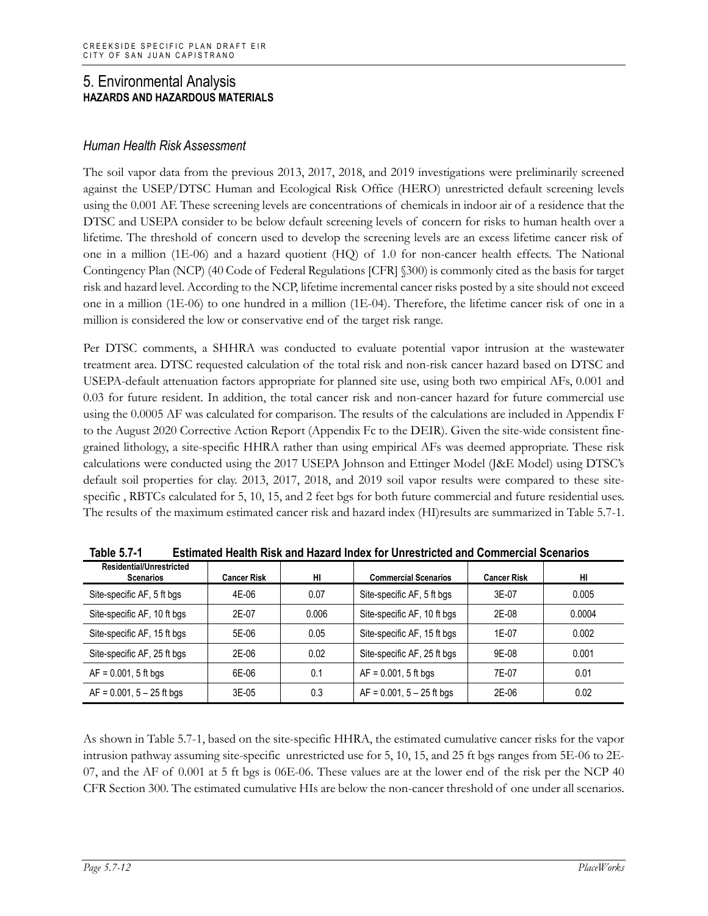# 5. Environmental Analysis

**HAZARDS AND HAZARDOUS MATERIALS**

### *Human Health Risk Assessment*

The soil vapor data from the previous 2013, 2017, 2018, and 2019 investigations were preliminarily screened against the USEP/DTSC Human and Ecological Risk Office (HERO) unrestricted default screening levels using the 0.001 AF. These screening levels are concentrations of chemicals in indoor air of a residence that the DTSC and USEPA consider to be below default screening levels of concern for risks to human health over a lifetime. The threshold of concern used to develop the screening levels are an excess lifetime cancer risk of one in a million (1E-06) and a hazard quotient (HQ) of 1.0 for non-cancer health effects. The National Contingency Plan (NCP) (40 Code of Federal Regulations [CFR] §300) is commonly cited as the basis for target risk and hazard level. According to the NCP, lifetime incremental cancer risks posted by a site should not exceed one in a million (1E-06) to one hundred in a million (1E-04). Therefore, the lifetime cancer risk of one in a million is considered the low or conservative end of the target risk range.

Per DTSC comments, a SHHRA was conducted to evaluate potential vapor intrusion at the wastewater treatment area. DTSC requested calculation of the total risk and non-risk cancer hazard based on DTSC and USEPA-default attenuation factors appropriate for planned site use, using both two empirical AFs, 0.001 and 0.03 for future resident. In addition, the total cancer risk and non-cancer hazard for future commercial use using the 0.0005 AF was calculated for comparison. The results of the calculations are included in Appendix F to the August 2020 Corrective Action Report (Appendix Fc to the DEIR). Given the site-wide consistent fine-grained lithology, a site-specific HHRA rather than using empirical AFs was deemed appropriate. These risk calculations were conducted using the 2017 USEPA Johnson and Ettinger Model (J&E Model) using DTSC's default soil properties for clay. 2013, 2017, 2018, and 2019 soil vapor results were compared to these site-specific , RBTCs calculated for 5, 10, 15, and 2 feet bgs for both future commercial and future residential uses. The results of the maximum estimated cancer risk and hazard index (HI)results are summarized in Table 5.7-1.

**Table 5.7-1 Estimated Health Risk and Hazard Index for Unrestricted and Commercial Scenarios**

| Residential/Unrestricted Scenarios | Cancer Risk | HI | Commercial Scenarios | Cancer Risk | HI |
|---|---|---|---|---|---|
| Site-specific AF, 5 ft bgs | 4E-06 | 0.07 | Site-specific AF, 5 ft bgs | 3E-07 | 0.005 |
| Site-specific AF, 10 ft bgs | 2E-07 | 0.006 | Site-specific AF, 10 ft bgs | 2E-08 | 0.0004 |
| Site-specific AF, 15 ft bgs | 5E-06 | 0.05 | Site-specific AF, 15 ft bgs | 1E-07 | 0.002 |
| Site-specific AF, 25 ft bgs | 2E-06 | 0.02 | Site-specific AF, 25 ft bgs | 9E-08 | 0.001 |
| AF = 0.001, 5 ft bgs | 6E-06 | 0.1 | AF = 0.001, 5 ft bgs | 7E-07 | 0.01 |
| AF = 0.001, 5 – 25 ft bgs | 3E-05 | 0.3 | AF = 0.001, 5 – 25 ft bgs | 2E-06 | 0.02 |

As shown in Table 5.7-1, based on the site-specific HHRA, the estimated cumulative cancer risks for the vapor intrusion pathway assuming site-specific unrestricted use for 5, 10, 15, and 25 ft bgs ranges from 5E-06 to 2E-07, and the AF of 0.001 at 5 ft bgs is 06E-06. These values are at the lower end of the risk per the NCP 40 CFR Section 300. The estimated cumulative HIs are below the non-cancer threshold of one under all scenarios.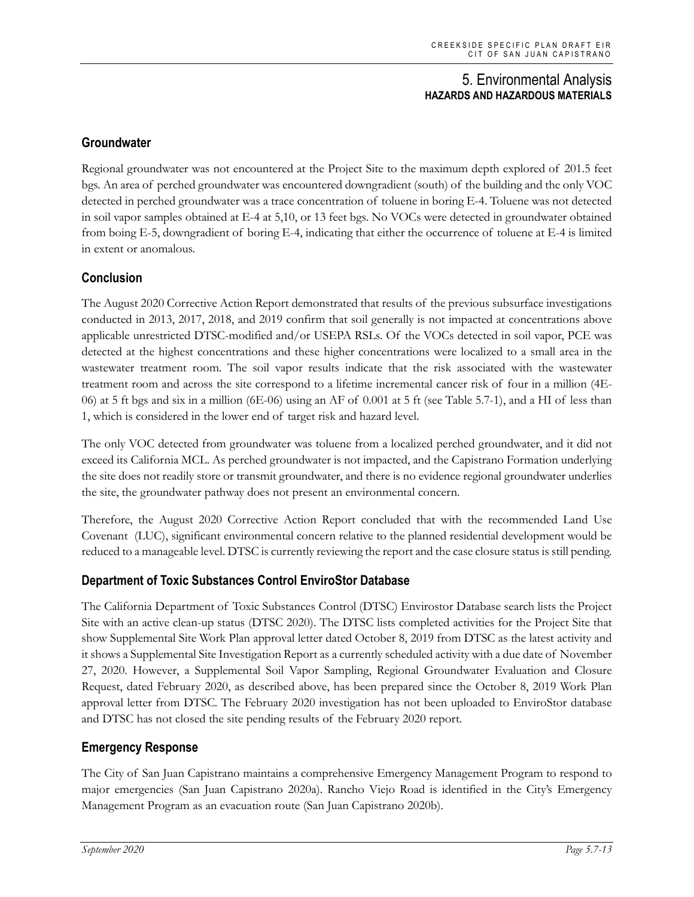## Groundwater

Regional groundwater was not encountered at the Project Site to the maximum depth explored of 201.5 feet bgs. An area of perched groundwater was encountered downgradient (south) of the building and the only VOC detected in perched groundwater was a trace concentration of toluene in boring E-4. Toluene was not detected in soil vapor samples obtained at E-4 at 5,10, or 13 feet bgs. No VOCs were detected in groundwater obtained from boing E-5, downgradient of boring E-4, indicating that either the occurrence of toluene at E-4 is limited in extent or anomalous.

## Conclusion

The August 2020 Corrective Action Report demonstrated that results of the previous subsurface investigations conducted in 2013, 2017, 2018, and 2019 confirm that soil generally is not impacted at concentrations above applicable unrestricted DTSC-modified and/or USEPA RSLs. Of the VOCs detected in soil vapor, PCE was detected at the highest concentrations and these higher concentrations were localized to a small area in the wastewater treatment room. The soil vapor results indicate that the risk associated with the wastewater treatment room and across the site correspond to a lifetime incremental cancer risk of four in a million (4E-06) at 5 ft bgs and six in a million (6E-06) using an AF of 0.001 at 5 ft (see Table 5.7-1), and a HI of less than 1, which is considered in the lower end of target risk and hazard level.

The only VOC detected from groundwater was toluene from a localized perched groundwater, and it did not exceed its California MCL. As perched groundwater is not impacted, and the Capistrano Formation underlying the site does not readily store or transmit groundwater, and there is no evidence regional groundwater underlies the site, the groundwater pathway does not present an environmental concern.

Therefore, the August 2020 Corrective Action Report concluded that with the recommended Land Use Covenant (LUC), significant environmental concern relative to the planned residential development would be reduced to a manageable level. DTSC is currently reviewing the report and the case closure status is still pending.

## Department of Toxic Substances Control EnviroStor Database

The California Department of Toxic Substances Control (DTSC) Envirostor Database search lists the Project Site with an active clean-up status (DTSC 2020). The DTSC lists completed activities for the Project Site that show Supplemental Site Work Plan approval letter dated October 8, 2019 from DTSC as the latest activity and it shows a Supplemental Site Investigation Report as a currently scheduled activity with a due date of November 27, 2020. However, a Supplemental Soil Vapor Sampling, Regional Groundwater Evaluation and Closure Request, dated February 2020, as described above, has been prepared since the October 8, 2019 Work Plan approval letter from DTSC. The February 2020 investigation has not been uploaded to EnviroStor database and DTSC has not closed the site pending results of the February 2020 report.

## Emergency Response

The City of San Juan Capistrano maintains a comprehensive Emergency Management Program to respond to major emergencies (San Juan Capistrano 2020a). Rancho Viejo Road is identified in the City's Emergency Management Program as an evacuation route (San Juan Capistrano 2020b).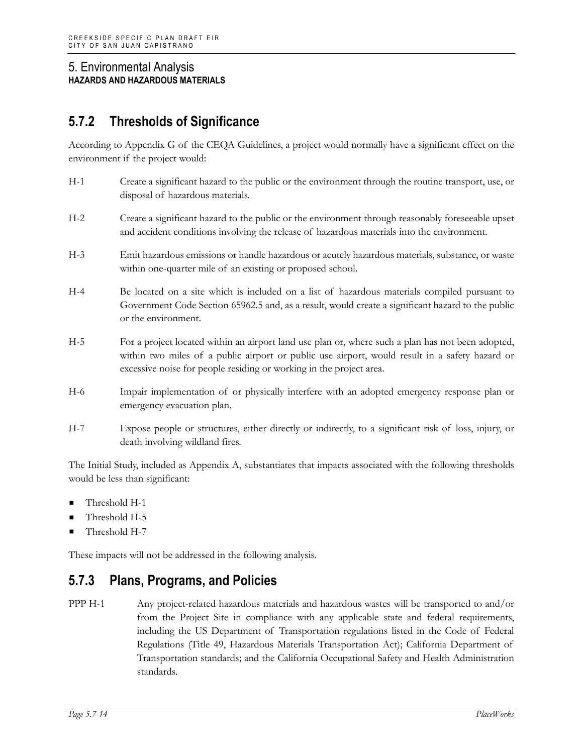## 5.7.2 Thresholds of Significance

According to Appendix G of the CEQA Guidelines, a project would normally have a significant effect on the environment if the project would:

H-1 Create a significant hazard to the public or the environment through the routine transport, use, or disposal of hazardous materials.

H-2 Create a significant hazard to the public or the environment through reasonably foreseeable upset and accident conditions involving the release of hazardous materials into the environment.

H-3 Emit hazardous emissions or handle hazardous or acutely hazardous materials, substance, or waste within one-quarter mile of an existing or proposed school.

H-4 Be located on a site which is included on a list of hazardous materials compiled pursuant to Government Code Section 65962.5 and, as a result, would create a significant hazard to the public or the environment.

H-5 For a project located within an airport land use plan or, where such a plan has not been adopted, within two miles of a public airport or public use airport, would result in a safety hazard or excessive noise for people residing or working in the project area.

H-6 Impair implementation of or physically interfere with an adopted emergency response plan or emergency evacuation plan.

H-7 Expose people or structures, either directly or indirectly, to a significant risk of loss, injury, or death involving wildland fires.

The Initial Study, included as Appendix A, substantiates that impacts associated with the following thresholds would be less than significant:

- Threshold H-1
- Threshold H-5
- Threshold H-7

These impacts will not be addressed in the following analysis.

## 5.7.3 Plans, Programs, and Policies

PPP H-1 Any project-related hazardous materials and hazardous wastes will be transported to and/or from the Project Site in compliance with any applicable state and federal requirements, including the US Department of Transportation regulations listed in the Code of Federal Regulations (Title 49, Hazardous Materials Transportation Act); California Department of Transportation standards; and the California Occupational Safety and Health Administration standards.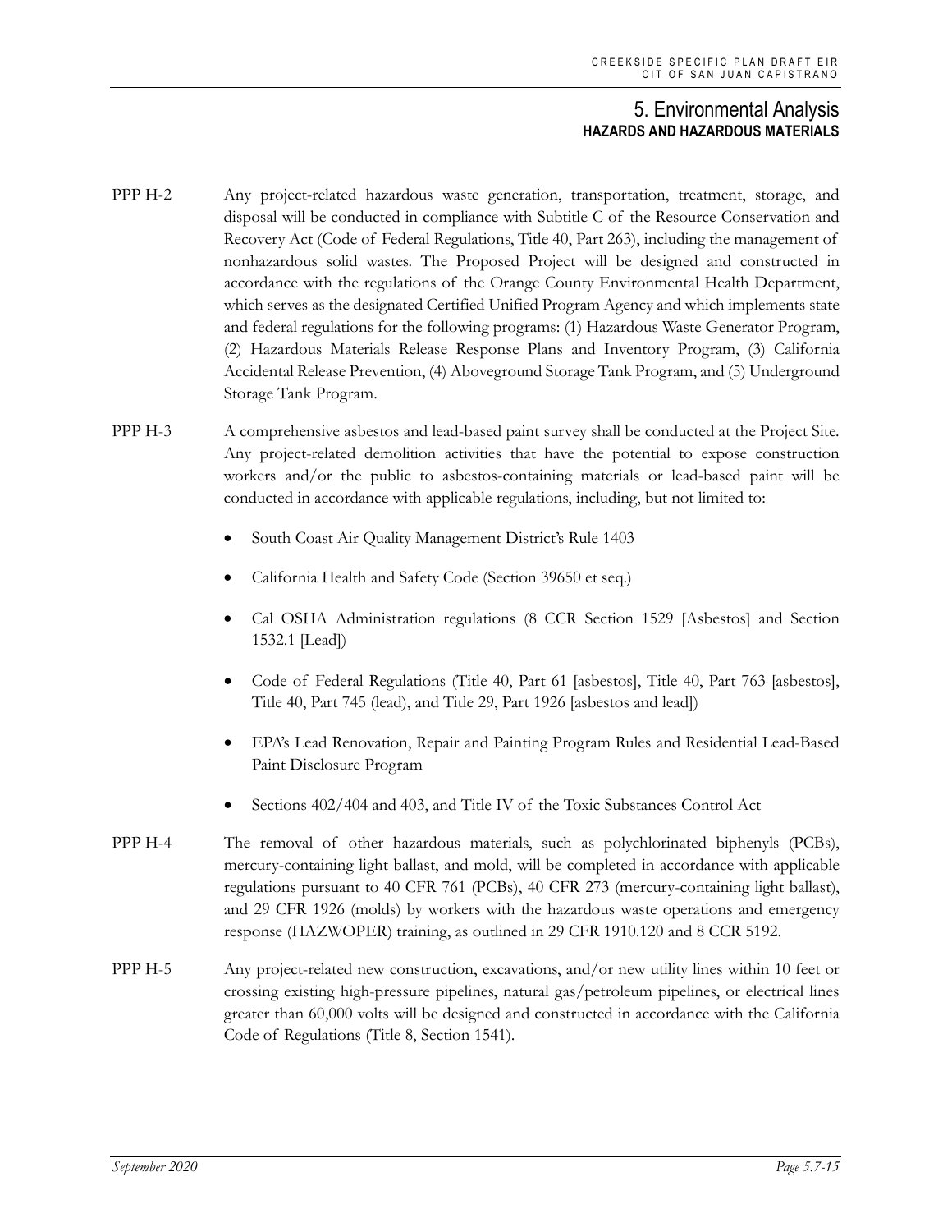PPP H-2 Any project-related hazardous waste generation, transportation, treatment, storage, and disposal will be conducted in compliance with Subtitle C of the Resource Conservation and Recovery Act (Code of Federal Regulations, Title 40, Part 263), including the management of nonhazardous solid wastes. The Proposed Project will be designed and constructed in accordance with the regulations of the Orange County Environmental Health Department, which serves as the designated Certified Unified Program Agency and which implements state and federal regulations for the following programs: (1) Hazardous Waste Generator Program, (2) Hazardous Materials Release Response Plans and Inventory Program, (3) California Accidental Release Prevention, (4) Aboveground Storage Tank Program, and (5) Underground Storage Tank Program.

PPP H-3 A comprehensive asbestos and lead-based paint survey shall be conducted at the Project Site. Any project-related demolition activities that have the potential to expose construction workers and/or the public to asbestos-containing materials or lead-based paint will be conducted in accordance with applicable regulations, including, but not limited to:

- South Coast Air Quality Management District's Rule 1403
- California Health and Safety Code (Section 39650 et seq.)
- Cal OSHA Administration regulations (8 CCR Section 1529 [Asbestos] and Section 1532.1 [Lead])
- Code of Federal Regulations (Title 40, Part 61 [asbestos], Title 40, Part 763 [asbestos], Title 40, Part 745 (lead), and Title 29, Part 1926 [asbestos and lead])
- EPA's Lead Renovation, Repair and Painting Program Rules and Residential Lead-Based Paint Disclosure Program
- Sections 402/404 and 403, and Title IV of the Toxic Substances Control Act

PPP H-4 The removal of other hazardous materials, such as polychlorinated biphenyls (PCBs), mercury-containing light ballast, and mold, will be completed in accordance with applicable regulations pursuant to 40 CFR 761 (PCBs), 40 CFR 273 (mercury-containing light ballast), and 29 CFR 1926 (molds) by workers with the hazardous waste operations and emergency response (HAZWOPER) training, as outlined in 29 CFR 1910.120 and 8 CCR 5192.

PPP H-5 Any project-related new construction, excavations, and/or new utility lines within 10 feet or crossing existing high-pressure pipelines, natural gas/petroleum pipelines, or electrical lines greater than 60,000 volts will be designed and constructed in accordance with the California Code of Regulations (Title 8, Section 1541).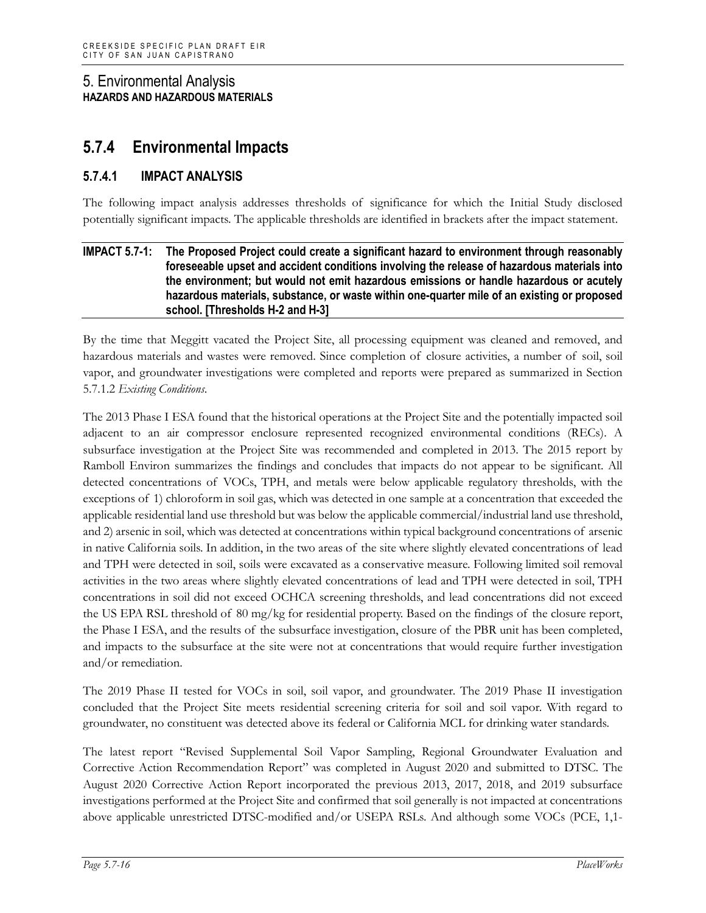# 5. Environmental Analysis

**HAZARDS AND HAZARDOUS MATERIALS**

## 5.7.4 Environmental Impacts

### 5.7.4.1 IMPACT ANALYSIS

The following impact analysis addresses thresholds of significance for which the Initial Study disclosed potentially significant impacts. The applicable thresholds are identified in brackets after the impact statement.

**IMPACT 5.7-1: The Proposed Project could create a significant hazard to environment through reasonably foreseeable upset and accident conditions involving the release of hazardous materials into the environment; but would not emit hazardous emissions or handle hazardous or acutely hazardous materials, substance, or waste within one-quarter mile of an existing or proposed school. [Thresholds H-2 and H-3]**

By the time that Meggitt vacated the Project Site, all processing equipment was cleaned and removed, and hazardous materials and wastes were removed. Since completion of closure activities, a number of soil, soil vapor, and groundwater investigations were completed and reports were prepared as summarized in Section 5.7.1.2 *Existing Conditions*.

The 2013 Phase I ESA found that the historical operations at the Project Site and the potentially impacted soil adjacent to an air compressor enclosure represented recognized environmental conditions (RECs). A subsurface investigation at the Project Site was recommended and completed in 2013. The 2015 report by Ramboll Environ summarizes the findings and concludes that impacts do not appear to be significant. All detected concentrations of VOCs, TPH, and metals were below applicable regulatory thresholds, with the exceptions of 1) chloroform in soil gas, which was detected in one sample at a concentration that exceeded the applicable residential land use threshold but was below the applicable commercial/industrial land use threshold, and 2) arsenic in soil, which was detected at concentrations within typical background concentrations of arsenic in native California soils. In addition, in the two areas of the site where slightly elevated concentrations of lead and TPH were detected in soil, soils were excavated as a conservative measure. Following limited soil removal activities in the two areas where slightly elevated concentrations of lead and TPH were detected in soil, TPH concentrations in soil did not exceed OCHCA screening thresholds, and lead concentrations did not exceed the US EPA RSL threshold of 80 mg/kg for residential property. Based on the findings of the closure report, the Phase I ESA, and the results of the subsurface investigation, closure of the PBR unit has been completed, and impacts to the subsurface at the site were not at concentrations that would require further investigation and/or remediation.

The 2019 Phase II tested for VOCs in soil, soil vapor, and groundwater. The 2019 Phase II investigation concluded that the Project Site meets residential screening criteria for soil and soil vapor. With regard to groundwater, no constituent was detected above its federal or California MCL for drinking water standards.

The latest report "Revised Supplemental Soil Vapor Sampling, Regional Groundwater Evaluation and Corrective Action Recommendation Report" was completed in August 2020 and submitted to DTSC. The August 2020 Corrective Action Report incorporated the previous 2013, 2017, 2018, and 2019 subsurface investigations performed at the Project Site and confirmed that soil generally is not impacted at concentrations above applicable unrestricted DTSC-modified and/or USEPA RSLs. And although some VOCs (PCE, 1,1-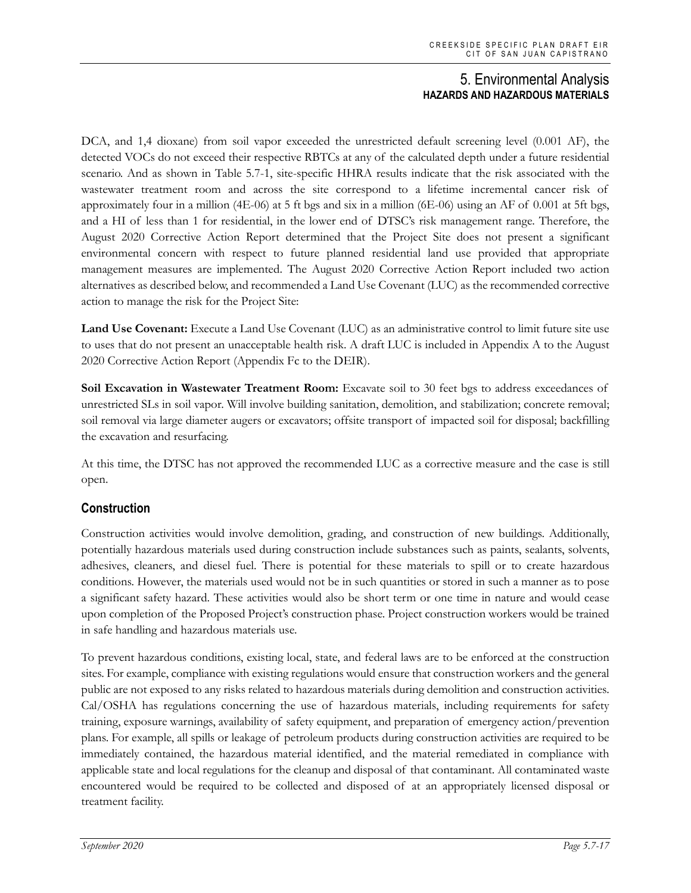DCA, and 1,4 dioxane) from soil vapor exceeded the unrestricted default screening level (0.001 AF), the detected VOCs do not exceed their respective RBTCs at any of the calculated depth under a future residential scenario. And as shown in Table 5.7-1, site-specific HHRA results indicate that the risk associated with the wastewater treatment room and across the site correspond to a lifetime incremental cancer risk of approximately four in a million (4E-06) at 5 ft bgs and six in a million (6E-06) using an AF of 0.001 at 5ft bgs, and a HI of less than 1 for residential, in the lower end of DTSC's risk management range. Therefore, the August 2020 Corrective Action Report determined that the Project Site does not present a significant environmental concern with respect to future planned residential land use provided that appropriate management measures are implemented. The August 2020 Corrective Action Report included two action alternatives as described below, and recommended a Land Use Covenant (LUC) as the recommended corrective action to manage the risk for the Project Site:

**Land Use Covenant:** Execute a Land Use Covenant (LUC) as an administrative control to limit future site use to uses that do not present an unacceptable health risk. A draft LUC is included in Appendix A to the August 2020 Corrective Action Report (Appendix Fc to the DEIR).

**Soil Excavation in Wastewater Treatment Room:** Excavate soil to 30 feet bgs to address exceedances of unrestricted SLs in soil vapor. Will involve building sanitation, demolition, and stabilization; concrete removal; soil removal via large diameter augers or excavators; offsite transport of impacted soil for disposal; backfilling the excavation and resurfacing.

At this time, the DTSC has not approved the recommended LUC as a corrective measure and the case is still open.

## Construction

Construction activities would involve demolition, grading, and construction of new buildings. Additionally, potentially hazardous materials used during construction include substances such as paints, sealants, solvents, adhesives, cleaners, and diesel fuel. There is potential for these materials to spill or to create hazardous conditions. However, the materials used would not be in such quantities or stored in such a manner as to pose a significant safety hazard. These activities would also be short term or one time in nature and would cease upon completion of the Proposed Project's construction phase. Project construction workers would be trained in safe handling and hazardous materials use.

To prevent hazardous conditions, existing local, state, and federal laws are to be enforced at the construction sites. For example, compliance with existing regulations would ensure that construction workers and the general public are not exposed to any risks related to hazardous materials during demolition and construction activities. Cal/OSHA has regulations concerning the use of hazardous materials, including requirements for safety training, exposure warnings, availability of safety equipment, and preparation of emergency action/prevention plans. For example, all spills or leakage of petroleum products during construction activities are required to be immediately contained, the hazardous material identified, and the material remediated in compliance with applicable state and local regulations for the cleanup and disposal of that contaminant. All contaminated waste encountered would be required to be collected and disposed of at an appropriately licensed disposal or treatment facility.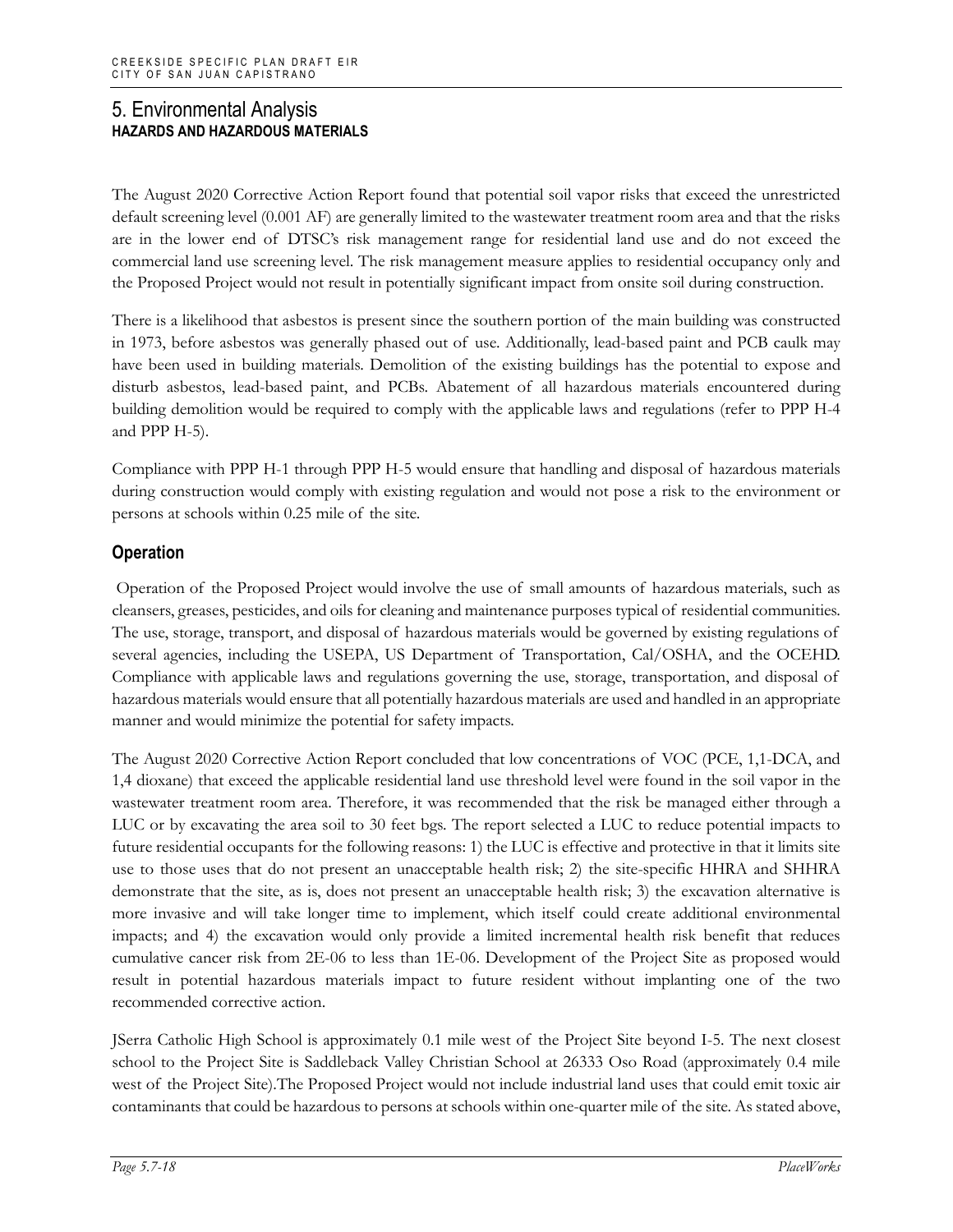The August 2020 Corrective Action Report found that potential soil vapor risks that exceed the unrestricted default screening level (0.001 AF) are generally limited to the wastewater treatment room area and that the risks are in the lower end of DTSC's risk management range for residential land use and do not exceed the commercial land use screening level. The risk management measure applies to residential occupancy only and the Proposed Project would not result in potentially significant impact from onsite soil during construction.

There is a likelihood that asbestos is present since the southern portion of the main building was constructed in 1973, before asbestos was generally phased out of use. Additionally, lead-based paint and PCB caulk may have been used in building materials. Demolition of the existing buildings has the potential to expose and disturb asbestos, lead-based paint, and PCBs. Abatement of all hazardous materials encountered during building demolition would be required to comply with the applicable laws and regulations (refer to PPP H-4 and PPP H-5).

Compliance with PPP H-1 through PPP H-5 would ensure that handling and disposal of hazardous materials during construction would comply with existing regulation and would not pose a risk to the environment or persons at schools within 0.25 mile of the site.

### Operation

Operation of the Proposed Project would involve the use of small amounts of hazardous materials, such as cleansers, greases, pesticides, and oils for cleaning and maintenance purposes typical of residential communities. The use, storage, transport, and disposal of hazardous materials would be governed by existing regulations of several agencies, including the USEPA, US Department of Transportation, Cal/OSHA, and the OCEHD. Compliance with applicable laws and regulations governing the use, storage, transportation, and disposal of hazardous materials would ensure that all potentially hazardous materials are used and handled in an appropriate manner and would minimize the potential for safety impacts.

The August 2020 Corrective Action Report concluded that low concentrations of VOC (PCE, 1,1-DCA, and 1,4 dioxane) that exceed the applicable residential land use threshold level were found in the soil vapor in the wastewater treatment room area. Therefore, it was recommended that the risk be managed either through a LUC or by excavating the area soil to 30 feet bgs. The report selected a LUC to reduce potential impacts to future residential occupants for the following reasons: 1) the LUC is effective and protective in that it limits site use to those uses that do not present an unacceptable health risk; 2) the site-specific HHRA and SHHRA demonstrate that the site, as is, does not present an unacceptable health risk; 3) the excavation alternative is more invasive and will take longer time to implement, which itself could create additional environmental impacts; and 4) the excavation would only provide a limited incremental health risk benefit that reduces cumulative cancer risk from 2E-06 to less than 1E-06. Development of the Project Site as proposed would result in potential hazardous materials impact to future resident without implanting one of the two recommended corrective action.

JSerra Catholic High School is approximately 0.1 mile west of the Project Site beyond I-5. The next closest school to the Project Site is Saddleback Valley Christian School at 26333 Oso Road (approximately 0.4 mile west of the Project Site).The Proposed Project would not include industrial land uses that could emit toxic air contaminants that could be hazardous to persons at schools within one-quarter mile of the site. As stated above,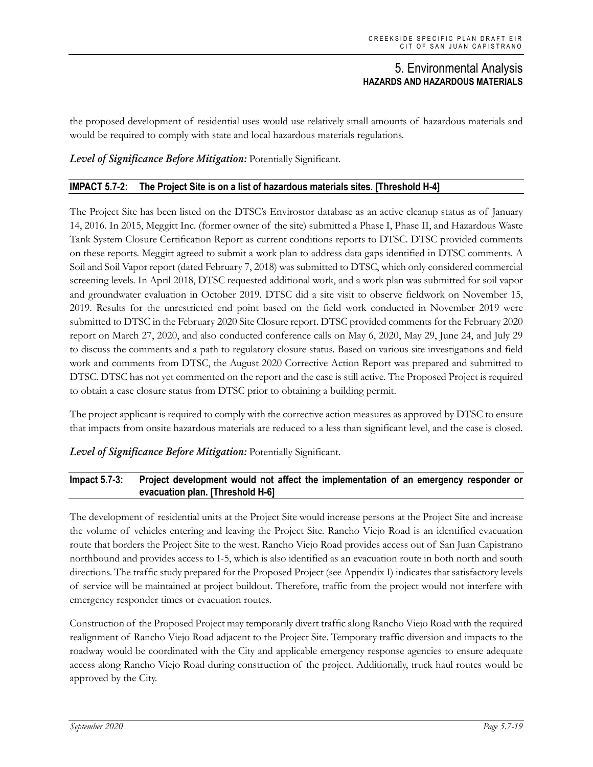the proposed development of residential uses would use relatively small amounts of hazardous materials and would be required to comply with state and local hazardous materials regulations.

***Level of Significance Before Mitigation:*** Potentially Significant.

#### **IMPACT 5.7-2: The Project Site is on a list of hazardous materials sites. [Threshold H-4]**

The Project Site has been listed on the DTSC's Envirostor database as an active cleanup status as of January 14, 2016. In 2015, Meggitt Inc. (former owner of the site) submitted a Phase I, Phase II, and Hazardous Waste Tank System Closure Certification Report as current conditions reports to DTSC. DTSC provided comments on these reports. Meggitt agreed to submit a work plan to address data gaps identified in DTSC comments. A Soil and Soil Vapor report (dated February 7, 2018) was submitted to DTSC, which only considered commercial screening levels. In April 2018, DTSC requested additional work, and a work plan was submitted for soil vapor and groundwater evaluation in October 2019. DTSC did a site visit to observe fieldwork on November 15, 2019. Results for the unrestricted end point based on the field work conducted in November 2019 were submitted to DTSC in the February 2020 Site Closure report. DTSC provided comments for the February 2020 report on March 27, 2020, and also conducted conference calls on May 6, 2020, May 29, June 24, and July 29 to discuss the comments and a path to regulatory closure status. Based on various site investigations and field work and comments from DTSC, the August 2020 Corrective Action Report was prepared and submitted to DTSC. DTSC has not yet commented on the report and the case is still active. The Proposed Project is required to obtain a case closure status from DTSC prior to obtaining a building permit.

The project applicant is required to comply with the corrective action measures as approved by DTSC to ensure that impacts from onsite hazardous materials are reduced to a less than significant level, and the case is closed.

***Level of Significance Before Mitigation:*** Potentially Significant.

#### **Impact 5.7-3: Project development would not affect the implementation of an emergency responder or evacuation plan. [Threshold H-6]**

The development of residential units at the Project Site would increase persons at the Project Site and increase the volume of vehicles entering and leaving the Project Site. Rancho Viejo Road is an identified evacuation route that borders the Project Site to the west. Rancho Viejo Road provides access out of San Juan Capistrano northbound and provides access to I-5, which is also identified as an evacuation route in both north and south directions. The traffic study prepared for the Proposed Project (see Appendix I) indicates that satisfactory levels of service will be maintained at project buildout. Therefore, traffic from the project would not interfere with emergency responder times or evacuation routes.

Construction of the Proposed Project may temporarily divert traffic along Rancho Viejo Road with the required realignment of Rancho Viejo Road adjacent to the Project Site. Temporary traffic diversion and impacts to the roadway would be coordinated with the City and applicable emergency response agencies to ensure adequate access along Rancho Viejo Road during construction of the project. Additionally, truck haul routes would be approved by the City.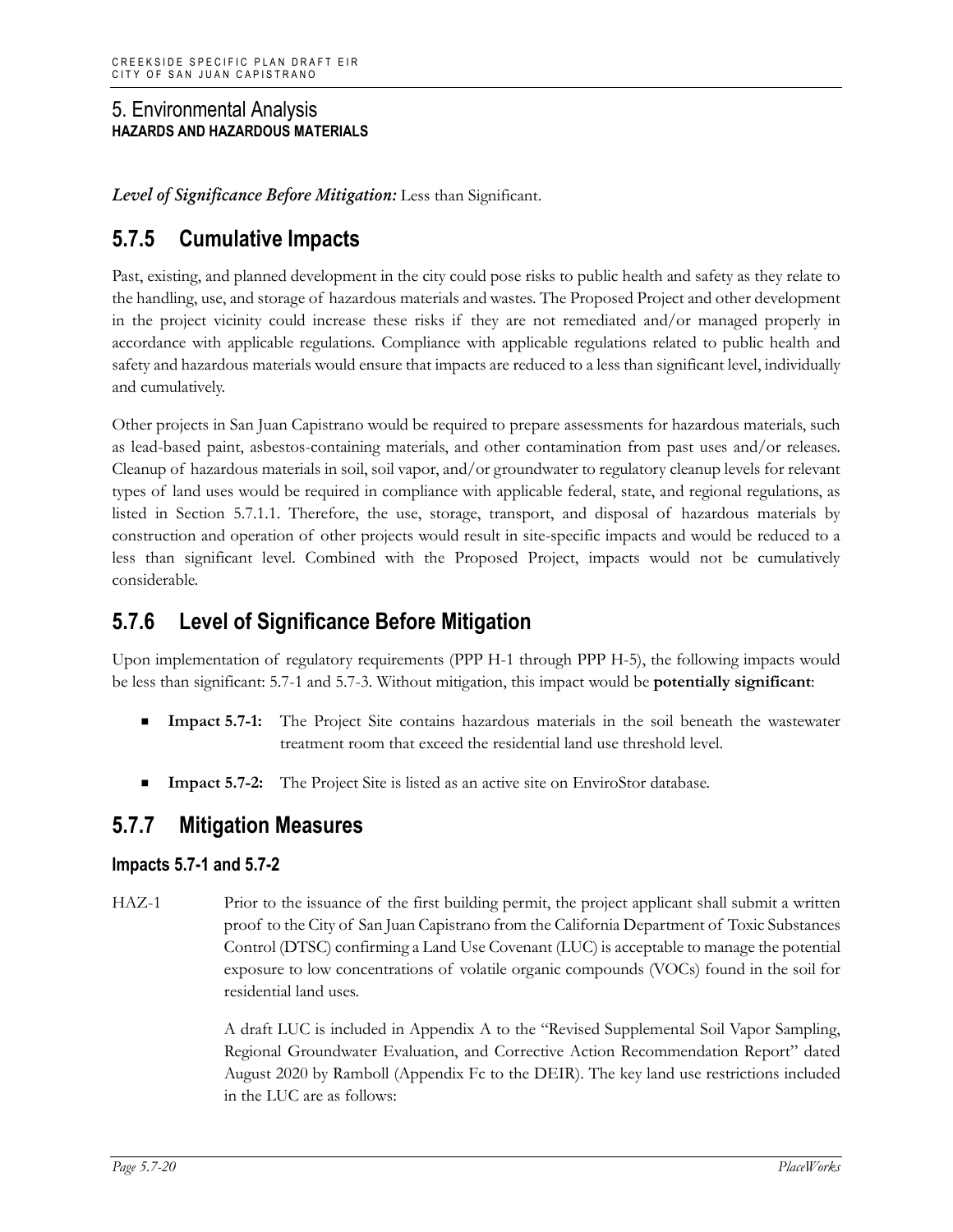*Level of Significance Before Mitigation:* Less than Significant.

## 5.7.5 Cumulative Impacts

Past, existing, and planned development in the city could pose risks to public health and safety as they relate to the handling, use, and storage of hazardous materials and wastes. The Proposed Project and other development in the project vicinity could increase these risks if they are not remediated and/or managed properly in accordance with applicable regulations. Compliance with applicable regulations related to public health and safety and hazardous materials would ensure that impacts are reduced to a less than significant level, individually and cumulatively.

Other projects in San Juan Capistrano would be required to prepare assessments for hazardous materials, such as lead-based paint, asbestos-containing materials, and other contamination from past uses and/or releases. Cleanup of hazardous materials in soil, soil vapor, and/or groundwater to regulatory cleanup levels for relevant types of land uses would be required in compliance with applicable federal, state, and regional regulations, as listed in Section 5.7.1.1. Therefore, the use, storage, transport, and disposal of hazardous materials by construction and operation of other projects would result in site-specific impacts and would be reduced to a less than significant level. Combined with the Proposed Project, impacts would not be cumulatively considerable.

## 5.7.6 Level of Significance Before Mitigation

Upon implementation of regulatory requirements (PPP H-1 through PPP H-5), the following impacts would be less than significant: 5.7-1 and 5.7-3. Without mitigation, this impact would be **potentially significant**:

- **Impact 5.7-1:** The Project Site contains hazardous materials in the soil beneath the wastewater treatment room that exceed the residential land use threshold level.
- **Impact 5.7-2:** The Project Site is listed as an active site on EnviroStor database.

## 5.7.7 Mitigation Measures

### Impacts 5.7-1 and 5.7-2

HAZ-1 Prior to the issuance of the first building permit, the project applicant shall submit a written proof to the City of San Juan Capistrano from the California Department of Toxic Substances Control (DTSC) confirming a Land Use Covenant (LUC) is acceptable to manage the potential exposure to low concentrations of volatile organic compounds (VOCs) found in the soil for residential land uses.

A draft LUC is included in Appendix A to the "Revised Supplemental Soil Vapor Sampling, Regional Groundwater Evaluation, and Corrective Action Recommendation Report" dated August 2020 by Ramboll (Appendix Fc to the DEIR). The key land use restrictions included in the LUC are as follows: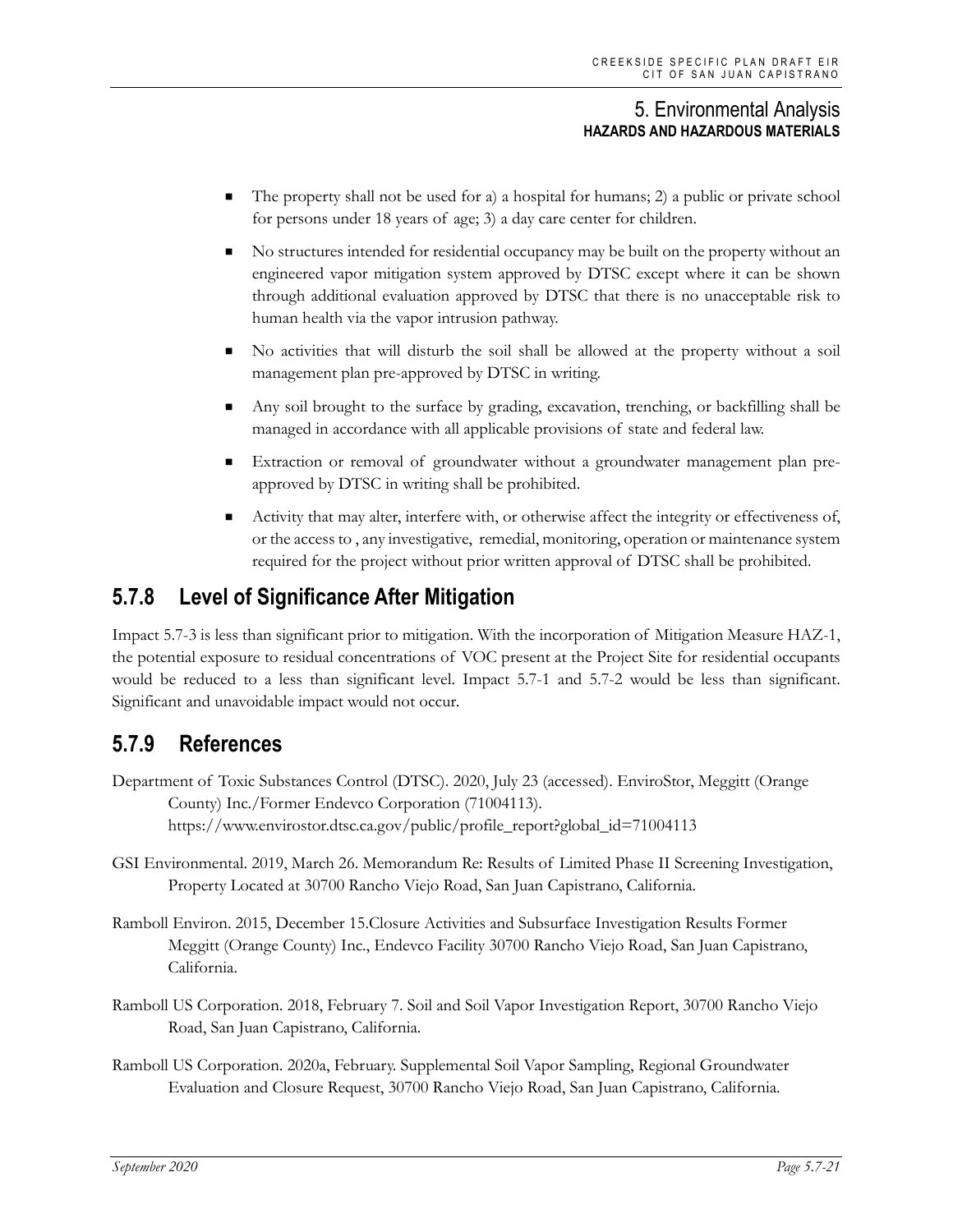- The property shall not be used for a) a hospital for humans; 2) a public or private school for persons under 18 years of age; 3) a day care center for children.
- No structures intended for residential occupancy may be built on the property without an engineered vapor mitigation system approved by DTSC except where it can be shown through additional evaluation approved by DTSC that there is no unacceptable risk to human health via the vapor intrusion pathway.
- No activities that will disturb the soil shall be allowed at the property without a soil management plan pre-approved by DTSC in writing.
- Any soil brought to the surface by grading, excavation, trenching, or backfilling shall be managed in accordance with all applicable provisions of state and federal law.
- Extraction or removal of groundwater without a groundwater management plan pre-approved by DTSC in writing shall be prohibited.
- Activity that may alter, interfere with, or otherwise affect the integrity or effectiveness of, or the access to , any investigative, remedial, monitoring, operation or maintenance system required for the project without prior written approval of DTSC shall be prohibited.

## 5.7.8 Level of Significance After Mitigation

Impact 5.7-3 is less than significant prior to mitigation. With the incorporation of Mitigation Measure HAZ-1, the potential exposure to residual concentrations of VOC present at the Project Site for residential occupants would be reduced to a less than significant level. Impact 5.7-1 and 5.7-2 would be less than significant. Significant and unavoidable impact would not occur.

## 5.7.9 References

Department of Toxic Substances Control (DTSC). 2020, July 23 (accessed). EnviroStor, Meggitt (Orange County) Inc./Former Endevco Corporation (71004113). https://www.envirostor.dtsc.ca.gov/public/profile_report?global_id=71004113

GSI Environmental. 2019, March 26. Memorandum Re: Results of Limited Phase II Screening Investigation, Property Located at 30700 Rancho Viejo Road, San Juan Capistrano, California.

Ramboll Environ. 2015, December 15.Closure Activities and Subsurface Investigation Results Former Meggitt (Orange County) Inc., Endevco Facility 30700 Rancho Viejo Road, San Juan Capistrano, California.

Ramboll US Corporation. 2018, February 7. Soil and Soil Vapor Investigation Report, 30700 Rancho Viejo Road, San Juan Capistrano, California.

Ramboll US Corporation. 2020a, February. Supplemental Soil Vapor Sampling, Regional Groundwater Evaluation and Closure Request, 30700 Rancho Viejo Road, San Juan Capistrano, California.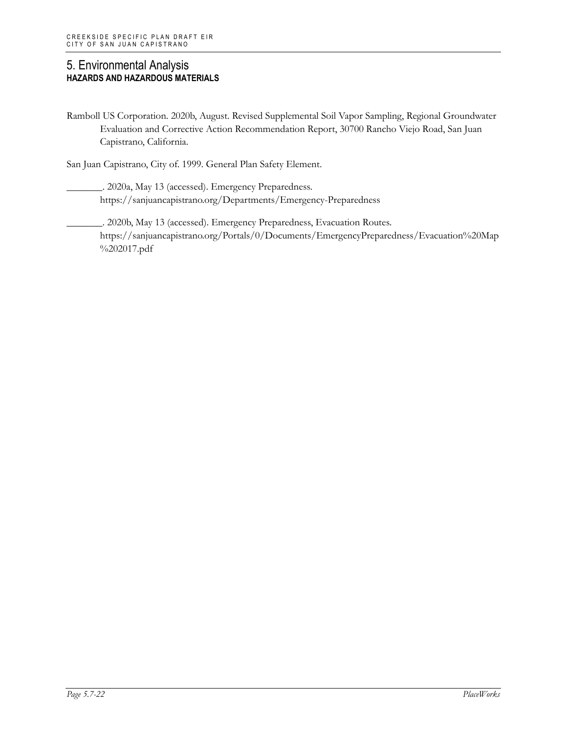Ramboll US Corporation. 2020b, August. Revised Supplemental Soil Vapor Sampling, Regional Groundwater Evaluation and Corrective Action Recommendation Report, 30700 Rancho Viejo Road, San Juan Capistrano, California.

San Juan Capistrano, City of. 1999. General Plan Safety Element.

_______. 2020a, May 13 (accessed). Emergency Preparedness. https://sanjuancapistrano.org/Departments/Emergency-Preparedness

_______. 2020b, May 13 (accessed). Emergency Preparedness, Evacuation Routes. https://sanjuancapistrano.org/Portals/0/Documents/EmergencyPreparedness/Evacuation%20Map%202017.pdf